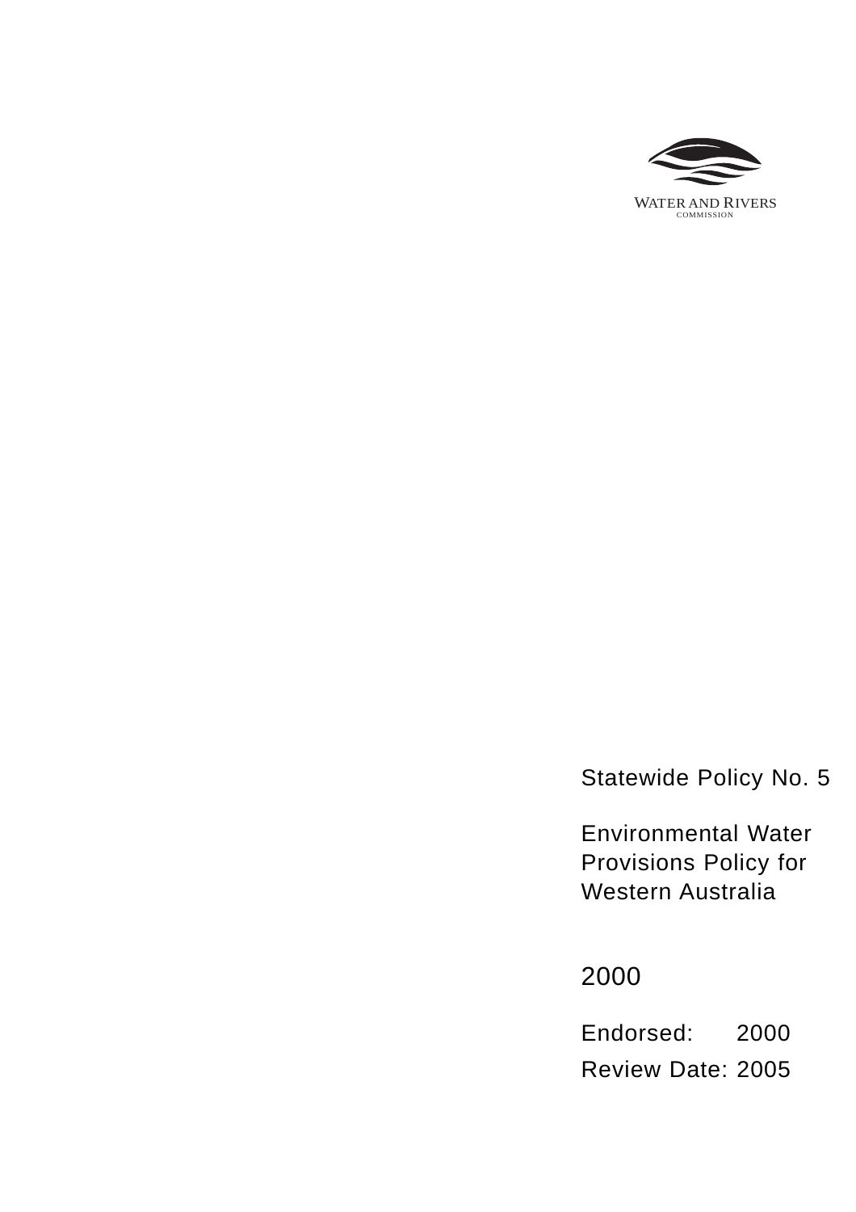WATER AND RIVERS
COMMISSION

Statewide Policy No. 5

# Environmental Water Provisions Policy for Western Australia

2000

Endorsed: 2000

Review Date: 2005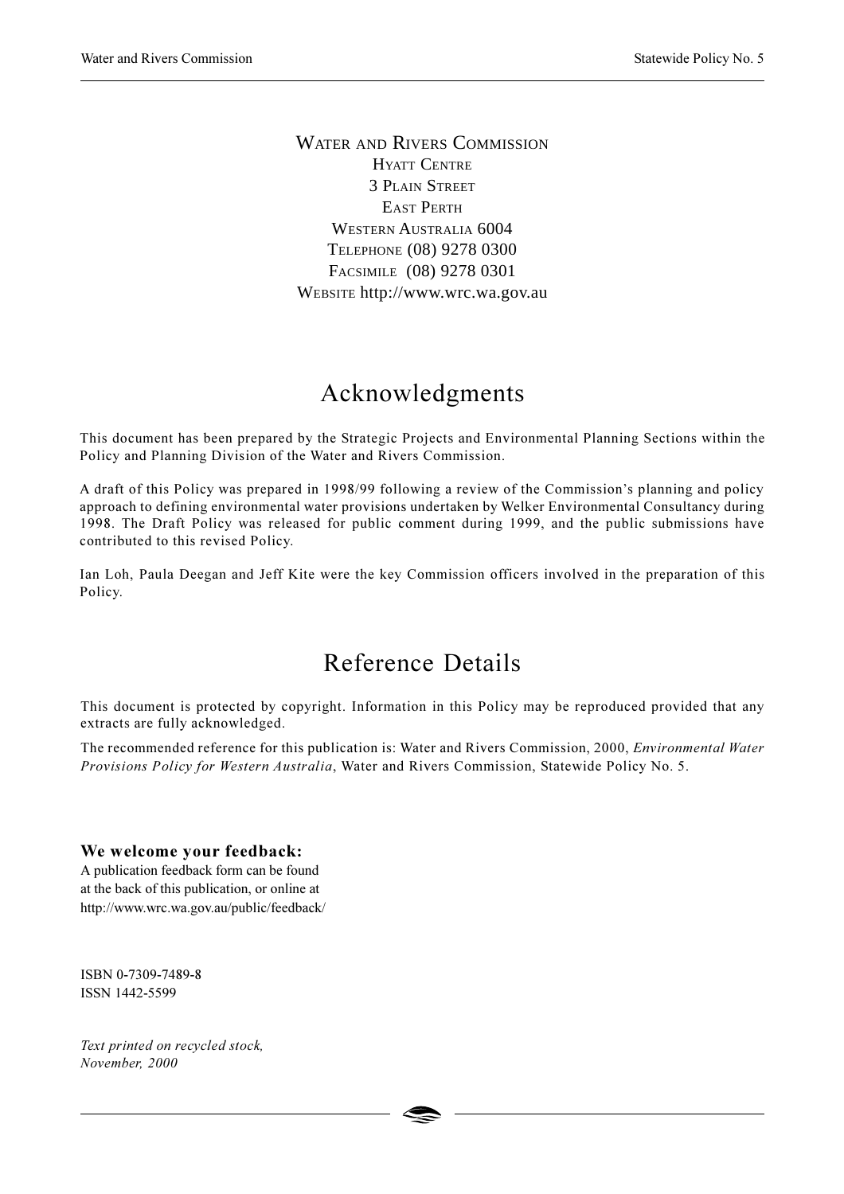WATER AND RIVERS COMMISSION
HYATT CENTRE
3 PLAIN STREET
EAST PERTH
WESTERN AUSTRALIA 6004
TELEPHONE (08) 9278 0300
FACSIMILE (08) 9278 0301
WEBSITE http://www.wrc.wa.gov.au

# Acknowledgments

This document has been prepared by the Strategic Projects and Environmental Planning Sections within the Policy and Planning Division of the Water and Rivers Commission.

A draft of this Policy was prepared in 1998/99 following a review of the Commission's planning and policy approach to defining environmental water provisions undertaken by Welker Environmental Consultancy during 1998. The Draft Policy was released for public comment during 1999, and the public submissions have contributed to this revised Policy.

Ian Loh, Paula Deegan and Jeff Kite were the key Commission officers involved in the preparation of this Policy.

# Reference Details

This document is protected by copyright. Information in this Policy may be reproduced provided that any extracts are fully acknowledged.

The recommended reference for this publication is: Water and Rivers Commission, 2000, *Environmental Water Provisions Policy for Western Australia*, Water and Rivers Commission, Statewide Policy No. 5.

**We welcome your feedback:**
A publication feedback form can be found at the back of this publication, or online at http://www.wrc.wa.gov.au/public/feedback/

ISBN 0-7309-7489-8
ISSN 1442-5599

*Text printed on recycled stock, November, 2000*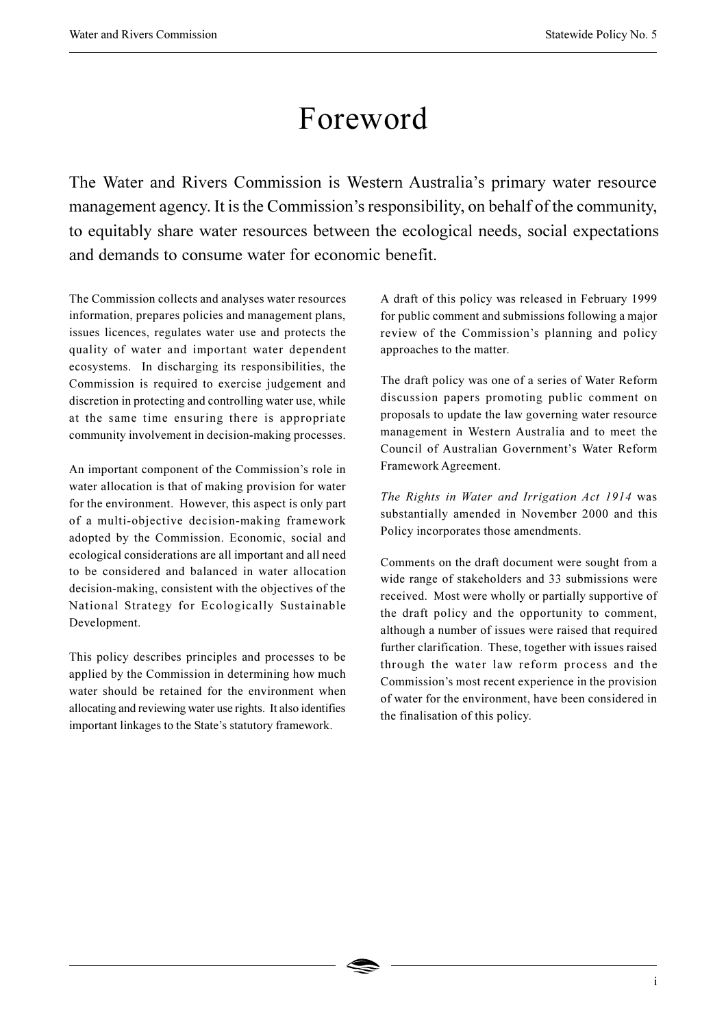# Foreword

The Water and Rivers Commission is Western Australia's primary water resource management agency. It is the Commission's responsibility, on behalf of the community, to equitably share water resources between the ecological needs, social expectations and demands to consume water for economic benefit.

The Commission collects and analyses water resources information, prepares policies and management plans, issues licences, regulates water use and protects the quality of water and important water dependent ecosystems. In discharging its responsibilities, the Commission is required to exercise judgement and discretion in protecting and controlling water use, while at the same time ensuring there is appropriate community involvement in decision-making processes.

An important component of the Commission's role in water allocation is that of making provision for water for the environment. However, this aspect is only part of a multi-objective decision-making framework adopted by the Commission. Economic, social and ecological considerations are all important and all need to be considered and balanced in water allocation decision-making, consistent with the objectives of the National Strategy for Ecologically Sustainable Development.

This policy describes principles and processes to be applied by the Commission in determining how much water should be retained for the environment when allocating and reviewing water use rights. It also identifies important linkages to the State's statutory framework.

A draft of this policy was released in February 1999 for public comment and submissions following a major review of the Commission's planning and policy approaches to the matter.

The draft policy was one of a series of Water Reform discussion papers promoting public comment on proposals to update the law governing water resource management in Western Australia and to meet the Council of Australian Government's Water Reform Framework Agreement.

*The Rights in Water and Irrigation Act 1914* was substantially amended in November 2000 and this Policy incorporates those amendments.

Comments on the draft document were sought from a wide range of stakeholders and 33 submissions were received. Most were wholly or partially supportive of the draft policy and the opportunity to comment, although a number of issues were raised that required further clarification. These, together with issues raised through the water law reform process and the Commission's most recent experience in the provision of water for the environment, have been considered in the finalisation of this policy.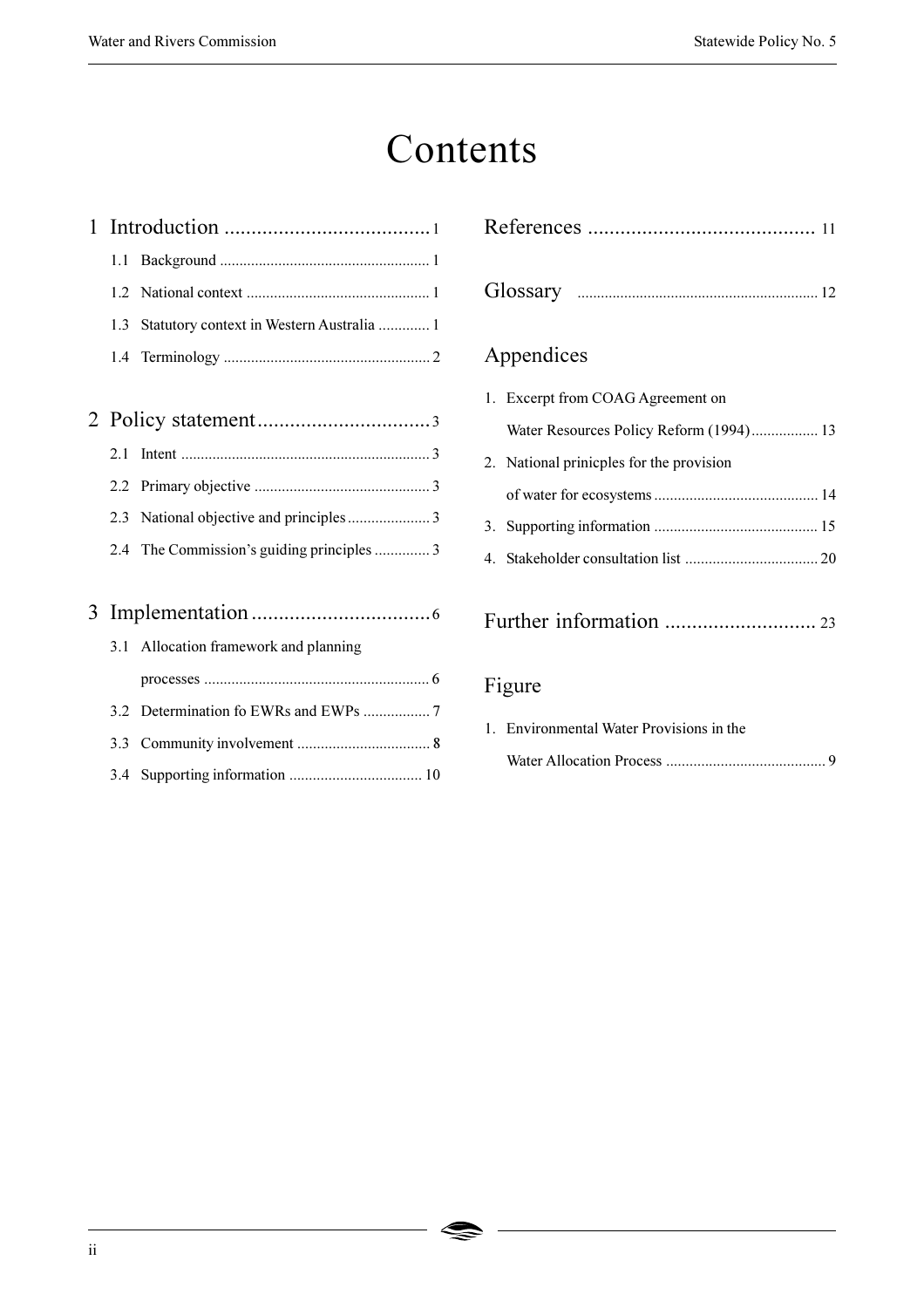# Contents

1 Introduction ....................................... 1

- 1.1 Background ....................................... 1
- 1.2 National context ....................................... 1
- 1.3 Statutory context in Western Australia ............. 1
- 1.4 Terminology ....................................... 2

2 Policy statement ....................................... 3

- 2.1 Intent ....................................... 3
- 2.2 Primary objective ....................................... 3
- 2.3 National objective and principles ..................... 3
- 2.4 The Commission's guiding principles .............. 3

3 Implementation ....................................... 6

- 3.1 Allocation framework and planning processes ....................................... 6
- 3.2 Determination fo EWRs and EWPs ................. 7
- 3.3 Community involvement ....................................... 8
- 3.4 Supporting information ....................................... 10

References ....................................... 11

Glossary ....................................... 12

Appendices

1. Excerpt from COAG Agreement on Water Resources Policy Reform (1994) ................. 13
2. National prinicples for the provision of water for ecosystems ....................................... 14
3. Supporting information ....................................... 15
4. Stakeholder consultation list ....................................... 20

Further information ....................................... 23

Figure

1. Environmental Water Provisions in the Water Allocation Process ....................................... 9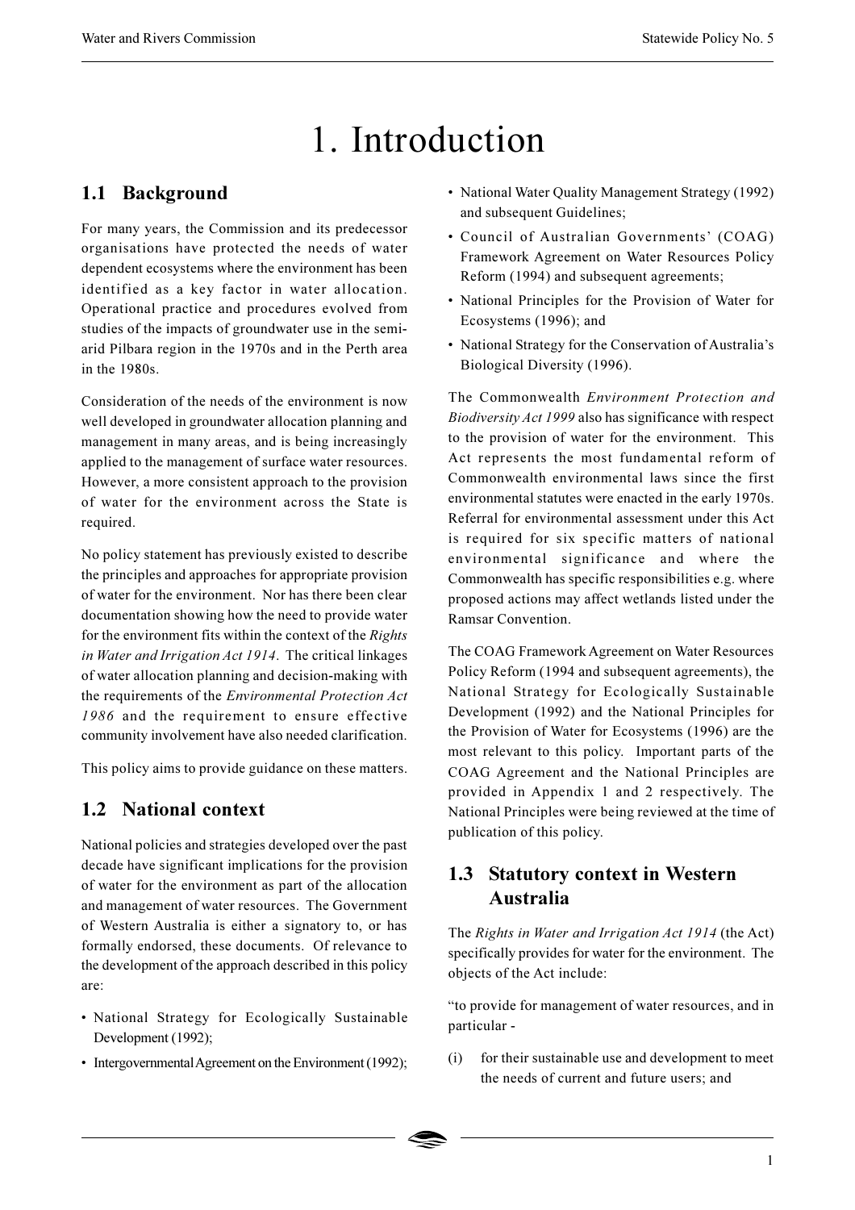# 1. Introduction

## 1.1 Background

For many years, the Commission and its predecessor organisations have protected the needs of water dependent ecosystems where the environment has been identified as a key factor in water allocation. Operational practice and procedures evolved from studies of the impacts of groundwater use in the semi-arid Pilbara region in the 1970s and in the Perth area in the 1980s.

Consideration of the needs of the environment is now well developed in groundwater allocation planning and management in many areas, and is being increasingly applied to the management of surface water resources. However, a more consistent approach to the provision of water for the environment across the State is required.

No policy statement has previously existed to describe the principles and approaches for appropriate provision of water for the environment. Nor has there been clear documentation showing how the need to provide water for the environment fits within the context of the *Rights in Water and Irrigation Act 1914*. The critical linkages of water allocation planning and decision-making with the requirements of the *Environmental Protection Act 1986* and the requirement to ensure effective community involvement have also needed clarification.

This policy aims to provide guidance on these matters.

## 1.2 National context

National policies and strategies developed over the past decade have significant implications for the provision of water for the environment as part of the allocation and management of water resources. The Government of Western Australia is either a signatory to, or has formally endorsed, these documents. Of relevance to the development of the approach described in this policy are:

- National Strategy for Ecologically Sustainable Development (1992);
- Intergovernmental Agreement on the Environment (1992);
- National Water Quality Management Strategy (1992) and subsequent Guidelines;
- Council of Australian Governments' (COAG) Framework Agreement on Water Resources Policy Reform (1994) and subsequent agreements;
- National Principles for the Provision of Water for Ecosystems (1996); and
- National Strategy for the Conservation of Australia's Biological Diversity (1996).

The Commonwealth *Environment Protection and Biodiversity Act 1999* also has significance with respect to the provision of water for the environment. This Act represents the most fundamental reform of Commonwealth environmental laws since the first environmental statutes were enacted in the early 1970s. Referral for environmental assessment under this Act is required for six specific matters of national environmental significance and where the Commonwealth has specific responsibilities e.g. where proposed actions may affect wetlands listed under the Ramsar Convention.

The COAG Framework Agreement on Water Resources Policy Reform (1994 and subsequent agreements), the National Strategy for Ecologically Sustainable Development (1992) and the National Principles for the Provision of Water for Ecosystems (1996) are the most relevant to this policy. Important parts of the COAG Agreement and the National Principles are provided in Appendix 1 and 2 respectively. The National Principles were being reviewed at the time of publication of this policy.

## 1.3 Statutory context in Western Australia

The *Rights in Water and Irrigation Act 1914* (the Act) specifically provides for water for the environment. The objects of the Act include:

"to provide for management of water resources, and in particular -

(i) for their sustainable use and development to meet the needs of current and future users; and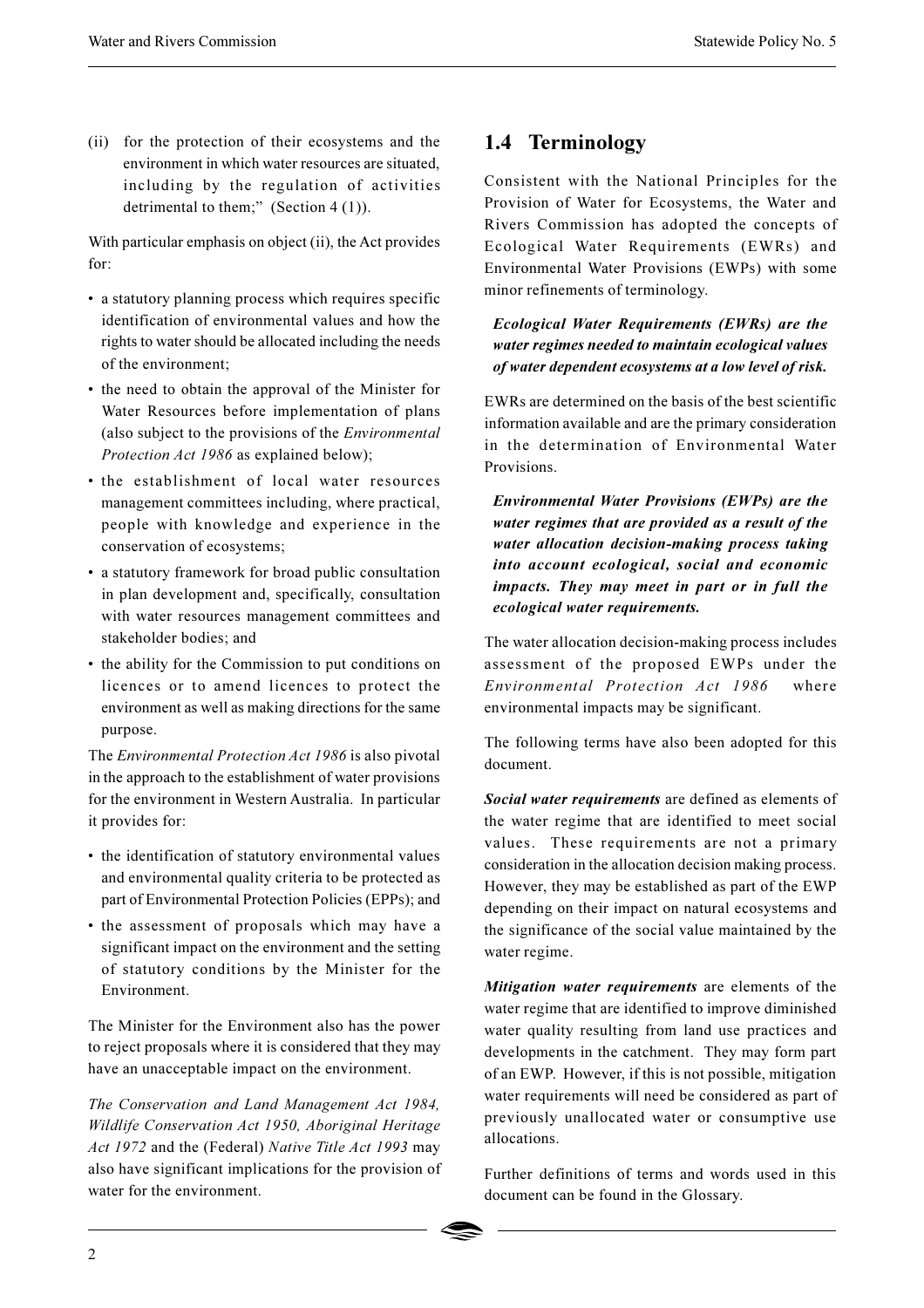(ii) for the protection of their ecosystems and the environment in which water resources are situated, including by the regulation of activities detrimental to them;" (Section 4 (1)).

With particular emphasis on object (ii), the Act provides for:

- a statutory planning process which requires specific identification of environmental values and how the rights to water should be allocated including the needs of the environment;
- the need to obtain the approval of the Minister for Water Resources before implementation of plans (also subject to the provisions of the *Environmental Protection Act 1986* as explained below);
- the establishment of local water resources management committees including, where practical, people with knowledge and experience in the conservation of ecosystems;
- a statutory framework for broad public consultation in plan development and, specifically, consultation with water resources management committees and stakeholder bodies; and
- the ability for the Commission to put conditions on licences or to amend licences to protect the environment as well as making directions for the same purpose.

The *Environmental Protection Act 1986* is also pivotal in the approach to the establishment of water provisions for the environment in Western Australia. In particular it provides for:

- the identification of statutory environmental values and environmental quality criteria to be protected as part of Environmental Protection Policies (EPPs); and
- the assessment of proposals which may have a significant impact on the environment and the setting of statutory conditions by the Minister for the Environment.

The Minister for the Environment also has the power to reject proposals where it is considered that they may have an unacceptable impact on the environment.

*The Conservation and Land Management Act 1984, Wildlife Conservation Act 1950, Aboriginal Heritage Act 1972* and the (Federal) *Native Title Act 1993* may also have significant implications for the provision of water for the environment.

## 1.4 Terminology

Consistent with the National Principles for the Provision of Water for Ecosystems, the Water and Rivers Commission has adopted the concepts of Ecological Water Requirements (EWRs) and Environmental Water Provisions (EWPs) with some minor refinements of terminology.

***Ecological Water Requirements (EWRs) are the water regimes needed to maintain ecological values of water dependent ecosystems at a low level of risk.***

EWRs are determined on the basis of the best scientific information available and are the primary consideration in the determination of Environmental Water Provisions.

***Environmental Water Provisions (EWPs) are the water regimes that are provided as a result of the water allocation decision-making process taking into account ecological, social and economic impacts. They may meet in part or in full the ecological water requirements.***

The water allocation decision-making process includes assessment of the proposed EWPs under the *Environmental Protection Act 1986* where environmental impacts may be significant.

The following terms have also been adopted for this document.

***Social water requirements*** are defined as elements of the water regime that are identified to meet social values. These requirements are not a primary consideration in the allocation decision making process. However, they may be established as part of the EWP depending on their impact on natural ecosystems and the significance of the social value maintained by the water regime.

***Mitigation water requirements*** are elements of the water regime that are identified to improve diminished water quality resulting from land use practices and developments in the catchment. They may form part of an EWP. However, if this is not possible, mitigation water requirements will need be considered as part of previously unallocated water or consumptive use allocations.

Further definitions of terms and words used in this document can be found in the Glossary.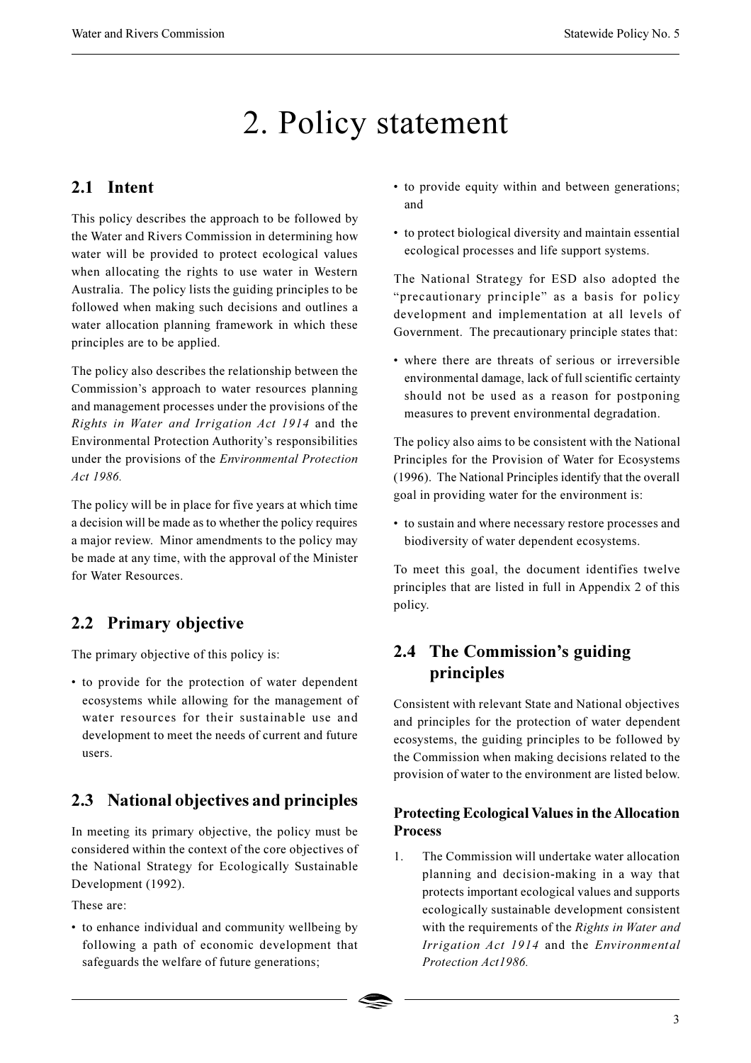# 2. Policy statement

## 2.1 Intent

This policy describes the approach to be followed by the Water and Rivers Commission in determining how water will be provided to protect ecological values when allocating the rights to use water in Western Australia. The policy lists the guiding principles to be followed when making such decisions and outlines a water allocation planning framework in which these principles are to be applied.

The policy also describes the relationship between the Commission's approach to water resources planning and management processes under the provisions of the *Rights in Water and Irrigation Act 1914* and the Environmental Protection Authority's responsibilities under the provisions of the *Environmental Protection Act 1986.*

The policy will be in place for five years at which time a decision will be made as to whether the policy requires a major review. Minor amendments to the policy may be made at any time, with the approval of the Minister for Water Resources.

## 2.2 Primary objective

The primary objective of this policy is:

- to provide for the protection of water dependent ecosystems while allowing for the management of water resources for their sustainable use and development to meet the needs of current and future users.

## 2.3 National objectives and principles

In meeting its primary objective, the policy must be considered within the context of the core objectives of the National Strategy for Ecologically Sustainable Development (1992).

These are:

- to enhance individual and community wellbeing by following a path of economic development that safeguards the welfare of future generations;
- to provide equity within and between generations; and
- to protect biological diversity and maintain essential ecological processes and life support systems.

The National Strategy for ESD also adopted the "precautionary principle" as a basis for policy development and implementation at all levels of Government. The precautionary principle states that:

- where there are threats of serious or irreversible environmental damage, lack of full scientific certainty should not be used as a reason for postponing measures to prevent environmental degradation.

The policy also aims to be consistent with the National Principles for the Provision of Water for Ecosystems (1996). The National Principles identify that the overall goal in providing water for the environment is:

- to sustain and where necessary restore processes and biodiversity of water dependent ecosystems.

To meet this goal, the document identifies twelve principles that are listed in full in Appendix 2 of this policy.

## 2.4 The Commission's guiding principles

Consistent with relevant State and National objectives and principles for the protection of water dependent ecosystems, the guiding principles to be followed by the Commission when making decisions related to the provision of water to the environment are listed below.

### Protecting Ecological Values in the Allocation Process

1. The Commission will undertake water allocation planning and decision-making in a way that protects important ecological values and supports ecologically sustainable development consistent with the requirements of the *Rights in Water and Irrigation Act 1914* and the *Environmental Protection Act1986.*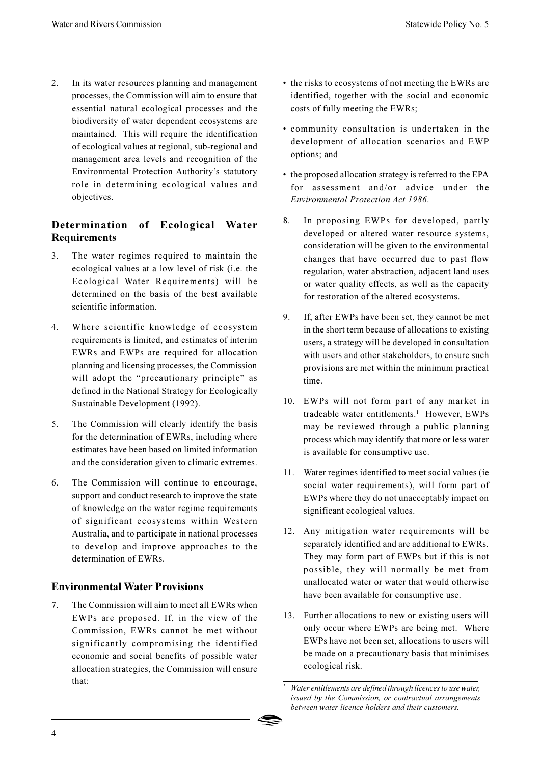2. In its water resources planning and management processes, the Commission will aim to ensure that essential natural ecological processes and the biodiversity of water dependent ecosystems are maintained. This will require the identification of ecological values at regional, sub-regional and management area levels and recognition of the Environmental Protection Authority's statutory role in determining ecological values and objectives.

## Determination of Ecological Water Requirements

3. The water regimes required to maintain the ecological values at a low level of risk (i.e. the Ecological Water Requirements) will be determined on the basis of the best available scientific information.

4. Where scientific knowledge of ecosystem requirements is limited, and estimates of interim EWRs and EWPs are required for allocation planning and licensing processes, the Commission will adopt the "precautionary principle" as defined in the National Strategy for Ecologically Sustainable Development (1992).

5. The Commission will clearly identify the basis for the determination of EWRs, including where estimates have been based on limited information and the consideration given to climatic extremes.

6. The Commission will continue to encourage, support and conduct research to improve the state of knowledge on the water regime requirements of significant ecosystems within Western Australia, and to participate in national processes to develop and improve approaches to the determination of EWRs.

## Environmental Water Provisions

7. The Commission will aim to meet all EWRs when EWPs are proposed. If, in the view of the Commission, EWRs cannot be met without significantly compromising the identified economic and social benefits of possible water allocation strategies, the Commission will ensure that:

   - the risks to ecosystems of not meeting the EWRs are identified, together with the social and economic costs of fully meeting the EWRs;
   - community consultation is undertaken in the development of allocation scenarios and EWP options; and
   - the proposed allocation strategy is referred to the EPA for assessment and/or advice under the *Environmental Protection Act 1986*.

8. In proposing EWPs for developed, partly developed or altered water resource systems, consideration will be given to the environmental changes that have occurred due to past flow regulation, water abstraction, adjacent land uses or water quality effects, as well as the capacity for restoration of the altered ecosystems.

9. If, after EWPs have been set, they cannot be met in the short term because of allocations to existing users, a strategy will be developed in consultation with users and other stakeholders, to ensure such provisions are met within the minimum practical time.

10. EWPs will not form part of any market in tradeable water entitlements.[1] However, EWPs may be reviewed through a public planning process which may identify that more or less water is available for consumptive use.

11. Water regimes identified to meet social values (ie social water requirements), will form part of EWPs where they do not unacceptably impact on significant ecological values.

12. Any mitigation water requirements will be separately identified and are additional to EWRs. They may form part of EWPs but if this is not possible, they will normally be met from unallocated water or water that would otherwise have been available for consumptive use.

13. Further allocations to new or existing users will only occur where EWPs are being met. Where EWPs have not been set, allocations to users will be made on a precautionary basis that minimises ecological risk.

---

[1] *Water entitlements are defined through licences to use water, issued by the Commission, or contractual arrangements between water licence holders and their customers.*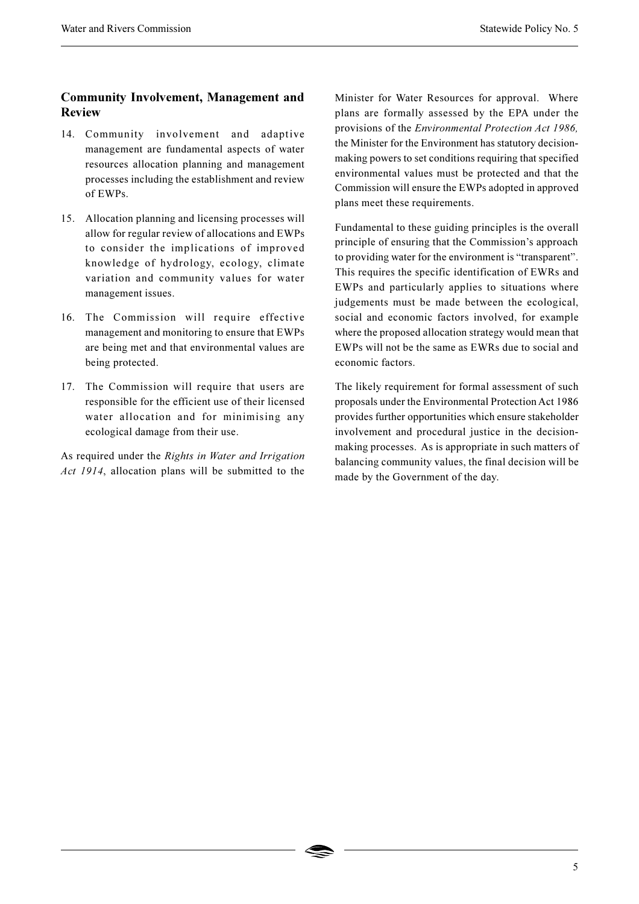## Community Involvement, Management and Review

14. Community involvement and adaptive management are fundamental aspects of water resources allocation planning and management processes including the establishment and review of EWPs.

15. Allocation planning and licensing processes will allow for regular review of allocations and EWPs to consider the implications of improved knowledge of hydrology, ecology, climate variation and community values for water management issues.

16. The Commission will require effective management and monitoring to ensure that EWPs are being met and that environmental values are being protected.

17. The Commission will require that users are responsible for the efficient use of their licensed water allocation and for minimising any ecological damage from their use.

As required under the *Rights in Water and Irrigation Act 1914*, allocation plans will be submitted to the Minister for Water Resources for approval. Where plans are formally assessed by the EPA under the provisions of the *Environmental Protection Act 1986,* the Minister for the Environment has statutory decision-making powers to set conditions requiring that specified environmental values must be protected and that the Commission will ensure the EWPs adopted in approved plans meet these requirements.

Fundamental to these guiding principles is the overall principle of ensuring that the Commission's approach to providing water for the environment is "transparent". This requires the specific identification of EWRs and EWPs and particularly applies to situations where judgements must be made between the ecological, social and economic factors involved, for example where the proposed allocation strategy would mean that EWPs will not be the same as EWRs due to social and economic factors.

The likely requirement for formal assessment of such proposals under the Environmental Protection Act 1986 provides further opportunities which ensure stakeholder involvement and procedural justice in the decision-making processes. As is appropriate in such matters of balancing community values, the final decision will be made by the Government of the day.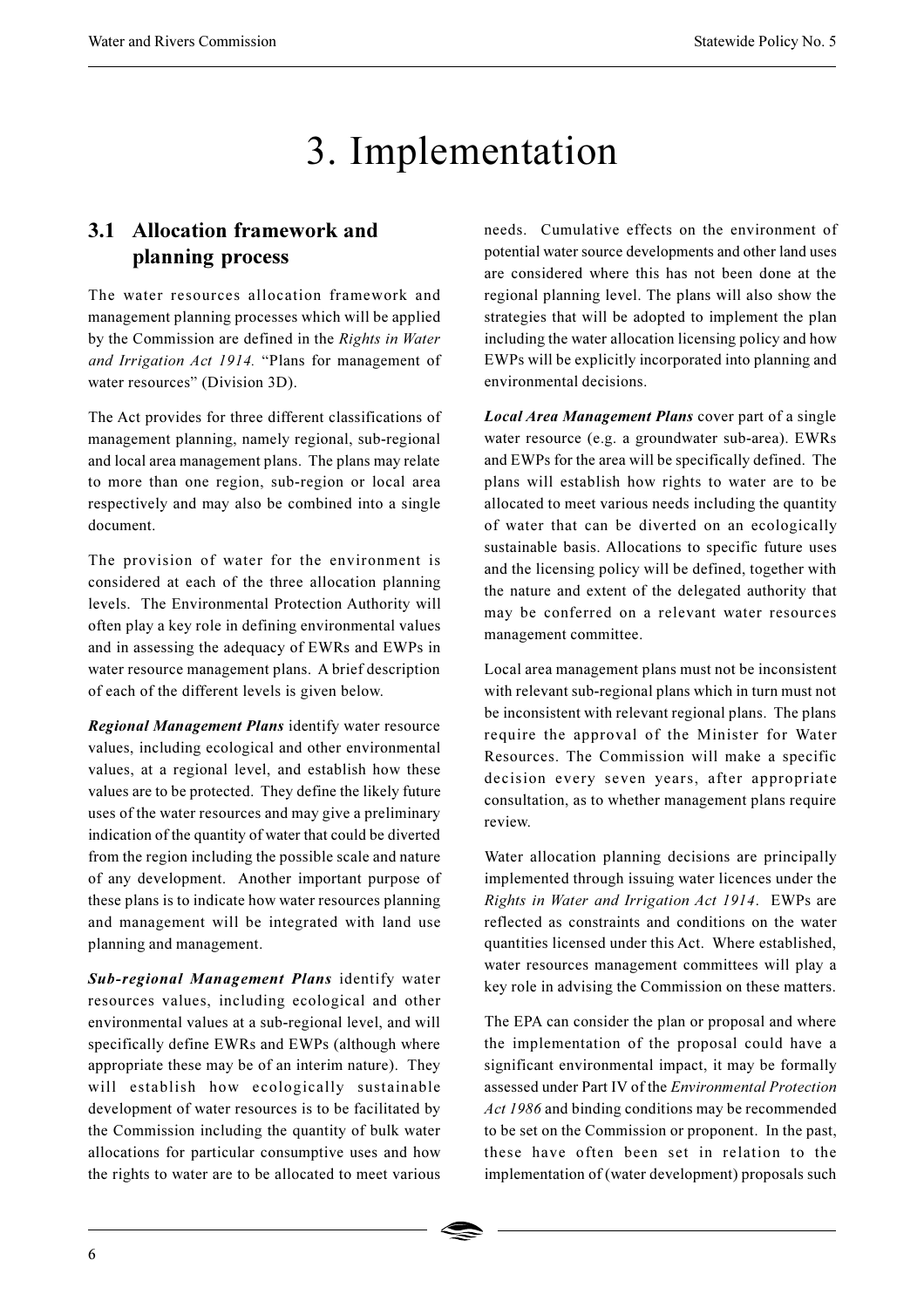# 3. Implementation

## 3.1 Allocation framework and planning process

The water resources allocation framework and management planning processes which will be applied by the Commission are defined in the *Rights in Water and Irrigation Act 1914.* "Plans for management of water resources" (Division 3D).

The Act provides for three different classifications of management planning, namely regional, sub-regional and local area management plans. The plans may relate to more than one region, sub-region or local area respectively and may also be combined into a single document.

The provision of water for the environment is considered at each of the three allocation planning levels. The Environmental Protection Authority will often play a key role in defining environmental values and in assessing the adequacy of EWRs and EWPs in water resource management plans. A brief description of each of the different levels is given below.

***Regional Management Plans*** identify water resource values, including ecological and other environmental values, at a regional level, and establish how these values are to be protected. They define the likely future uses of the water resources and may give a preliminary indication of the quantity of water that could be diverted from the region including the possible scale and nature of any development. Another important purpose of these plans is to indicate how water resources planning and management will be integrated with land use planning and management.

***Sub-regional Management Plans*** identify water resources values, including ecological and other environmental values at a sub-regional level, and will specifically define EWRs and EWPs (although where appropriate these may be of an interim nature). They will establish how ecologically sustainable development of water resources is to be facilitated by the Commission including the quantity of bulk water allocations for particular consumptive uses and how the rights to water are to be allocated to meet various needs. Cumulative effects on the environment of potential water source developments and other land uses are considered where this has not been done at the regional planning level. The plans will also show the strategies that will be adopted to implement the plan including the water allocation licensing policy and how EWPs will be explicitly incorporated into planning and environmental decisions.

***Local Area Management Plans*** cover part of a single water resource (e.g. a groundwater sub-area). EWRs and EWPs for the area will be specifically defined. The plans will establish how rights to water are to be allocated to meet various needs including the quantity of water that can be diverted on an ecologically sustainable basis. Allocations to specific future uses and the licensing policy will be defined, together with the nature and extent of the delegated authority that may be conferred on a relevant water resources management committee.

Local area management plans must not be inconsistent with relevant sub-regional plans which in turn must not be inconsistent with relevant regional plans. The plans require the approval of the Minister for Water Resources. The Commission will make a specific decision every seven years, after appropriate consultation, as to whether management plans require review.

Water allocation planning decisions are principally implemented through issuing water licences under the *Rights in Water and Irrigation Act 1914*. EWPs are reflected as constraints and conditions on the water quantities licensed under this Act. Where established, water resources management committees will play a key role in advising the Commission on these matters.

The EPA can consider the plan or proposal and where the implementation of the proposal could have a significant environmental impact, it may be formally assessed under Part IV of the *Environmental Protection Act 1986* and binding conditions may be recommended to be set on the Commission or proponent. In the past, these have often been set in relation to the implementation of (water development) proposals such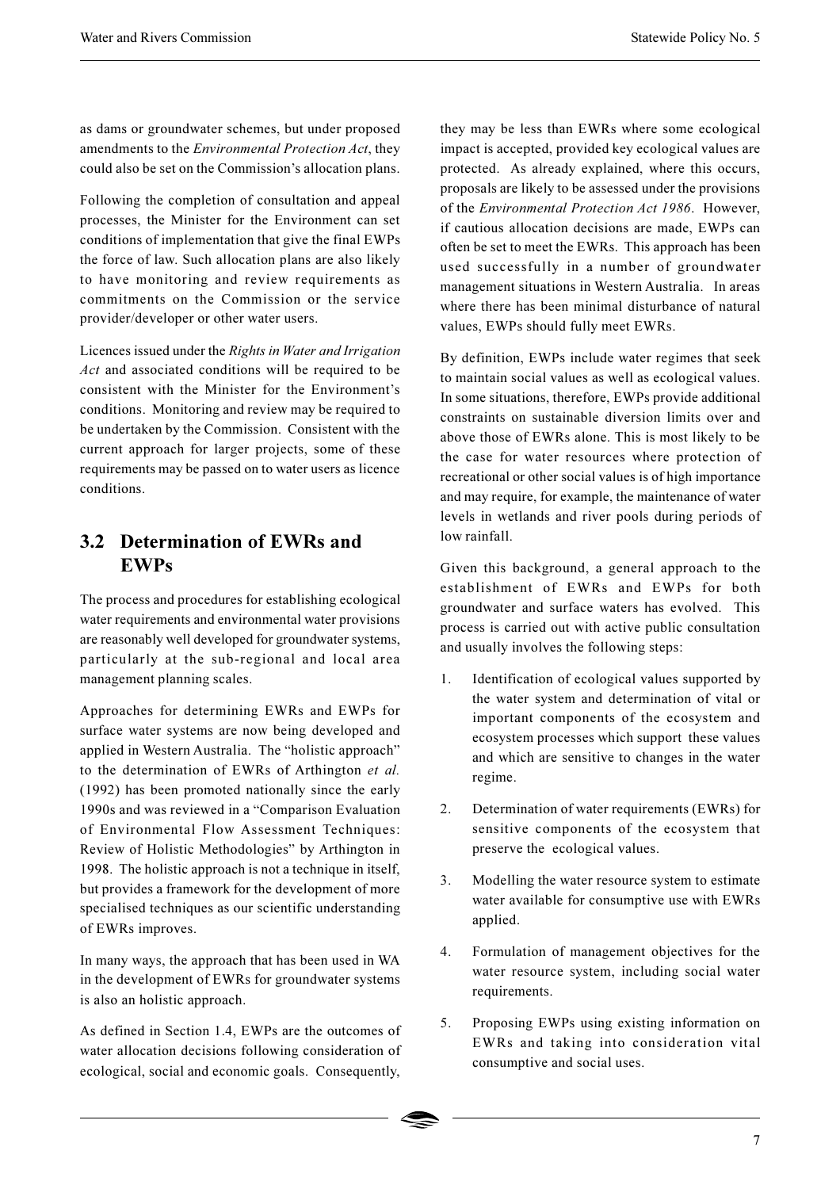as dams or groundwater schemes, but under proposed amendments to the *Environmental Protection Act*, they could also be set on the Commission's allocation plans.

Following the completion of consultation and appeal processes, the Minister for the Environment can set conditions of implementation that give the final EWPs the force of law. Such allocation plans are also likely to have monitoring and review requirements as commitments on the Commission or the service provider/developer or other water users.

Licences issued under the *Rights in Water and Irrigation Act* and associated conditions will be required to be consistent with the Minister for the Environment's conditions. Monitoring and review may be required to be undertaken by the Commission. Consistent with the current approach for larger projects, some of these requirements may be passed on to water users as licence conditions.

## 3.2 Determination of EWRs and EWPs

The process and procedures for establishing ecological water requirements and environmental water provisions are reasonably well developed for groundwater systems, particularly at the sub-regional and local area management planning scales.

Approaches for determining EWRs and EWPs for surface water systems are now being developed and applied in Western Australia. The "holistic approach" to the determination of EWRs of Arthington *et al.* (1992) has been promoted nationally since the early 1990s and was reviewed in a "Comparison Evaluation of Environmental Flow Assessment Techniques: Review of Holistic Methodologies" by Arthington in 1998. The holistic approach is not a technique in itself, but provides a framework for the development of more specialised techniques as our scientific understanding of EWRs improves.

In many ways, the approach that has been used in WA in the development of EWRs for groundwater systems is also an holistic approach.

As defined in Section 1.4, EWPs are the outcomes of water allocation decisions following consideration of ecological, social and economic goals. Consequently, they may be less than EWRs where some ecological impact is accepted, provided key ecological values are protected. As already explained, where this occurs, proposals are likely to be assessed under the provisions of the *Environmental Protection Act 1986*. However, if cautious allocation decisions are made, EWPs can often be set to meet the EWRs. This approach has been used successfully in a number of groundwater management situations in Western Australia. In areas where there has been minimal disturbance of natural values, EWPs should fully meet EWRs.

By definition, EWPs include water regimes that seek to maintain social values as well as ecological values. In some situations, therefore, EWPs provide additional constraints on sustainable diversion limits over and above those of EWRs alone. This is most likely to be the case for water resources where protection of recreational or other social values is of high importance and may require, for example, the maintenance of water levels in wetlands and river pools during periods of low rainfall.

Given this background, a general approach to the establishment of EWRs and EWPs for both groundwater and surface waters has evolved. This process is carried out with active public consultation and usually involves the following steps:

1. Identification of ecological values supported by the water system and determination of vital or important components of the ecosystem and ecosystem processes which support these values and which are sensitive to changes in the water regime.
2. Determination of water requirements (EWRs) for sensitive components of the ecosystem that preserve the ecological values.
3. Modelling the water resource system to estimate water available for consumptive use with EWRs applied.
4. Formulation of management objectives for the water resource system, including social water requirements.
5. Proposing EWPs using existing information on EWRs and taking into consideration vital consumptive and social uses.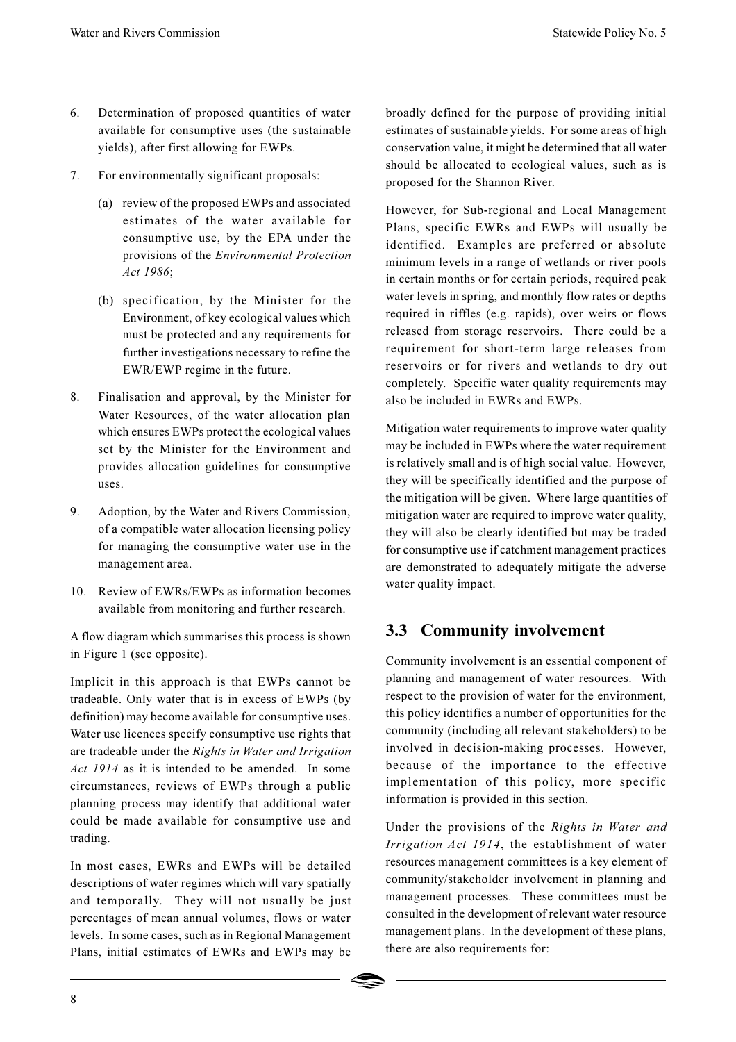6. Determination of proposed quantities of water available for consumptive uses (the sustainable yields), after first allowing for EWPs.

7. For environmentally significant proposals:

   (a) review of the proposed EWPs and associated estimates of the water available for consumptive use, by the EPA under the provisions of the *Environmental Protection Act 1986*;

   (b) specification, by the Minister for the Environment, of key ecological values which must be protected and any requirements for further investigations necessary to refine the EWR/EWP regime in the future.

8. Finalisation and approval, by the Minister for Water Resources, of the water allocation plan which ensures EWPs protect the ecological values set by the Minister for the Environment and provides allocation guidelines for consumptive uses.

9. Adoption, by the Water and Rivers Commission, of a compatible water allocation licensing policy for managing the consumptive water use in the management area.

10. Review of EWRs/EWPs as information becomes available from monitoring and further research.

A flow diagram which summarises this process is shown in Figure 1 (see opposite).

Implicit in this approach is that EWPs cannot be tradeable. Only water that is in excess of EWPs (by definition) may become available for consumptive uses. Water use licences specify consumptive use rights that are tradeable under the *Rights in Water and Irrigation Act 1914* as it is intended to be amended. In some circumstances, reviews of EWPs through a public planning process may identify that additional water could be made available for consumptive use and trading.

In most cases, EWRs and EWPs will be detailed descriptions of water regimes which will vary spatially and temporally. They will not usually be just percentages of mean annual volumes, flows or water levels. In some cases, such as in Regional Management Plans, initial estimates of EWRs and EWPs may be broadly defined for the purpose of providing initial estimates of sustainable yields. For some areas of high conservation value, it might be determined that all water should be allocated to ecological values, such as is proposed for the Shannon River.

However, for Sub-regional and Local Management Plans, specific EWRs and EWPs will usually be identified. Examples are preferred or absolute minimum levels in a range of wetlands or river pools in certain months or for certain periods, required peak water levels in spring, and monthly flow rates or depths required in riffles (e.g. rapids), over weirs or flows released from storage reservoirs. There could be a requirement for short-term large releases from reservoirs or for rivers and wetlands to dry out completely. Specific water quality requirements may also be included in EWRs and EWPs.

Mitigation water requirements to improve water quality may be included in EWPs where the water requirement is relatively small and is of high social value. However, they will be specifically identified and the purpose of the mitigation will be given. Where large quantities of mitigation water are required to improve water quality, they will also be clearly identified but may be traded for consumptive use if catchment management practices are demonstrated to adequately mitigate the adverse water quality impact.

## 3.3 Community involvement

Community involvement is an essential component of planning and management of water resources. With respect to the provision of water for the environment, this policy identifies a number of opportunities for the community (including all relevant stakeholders) to be involved in decision-making processes. However, because of the importance to the effective implementation of this policy, more specific information is provided in this section.

Under the provisions of the *Rights in Water and Irrigation Act 1914*, the establishment of water resources management committees is a key element of community/stakeholder involvement in planning and management processes. These committees must be consulted in the development of relevant water resource management plans. In the development of these plans, there are also requirements for: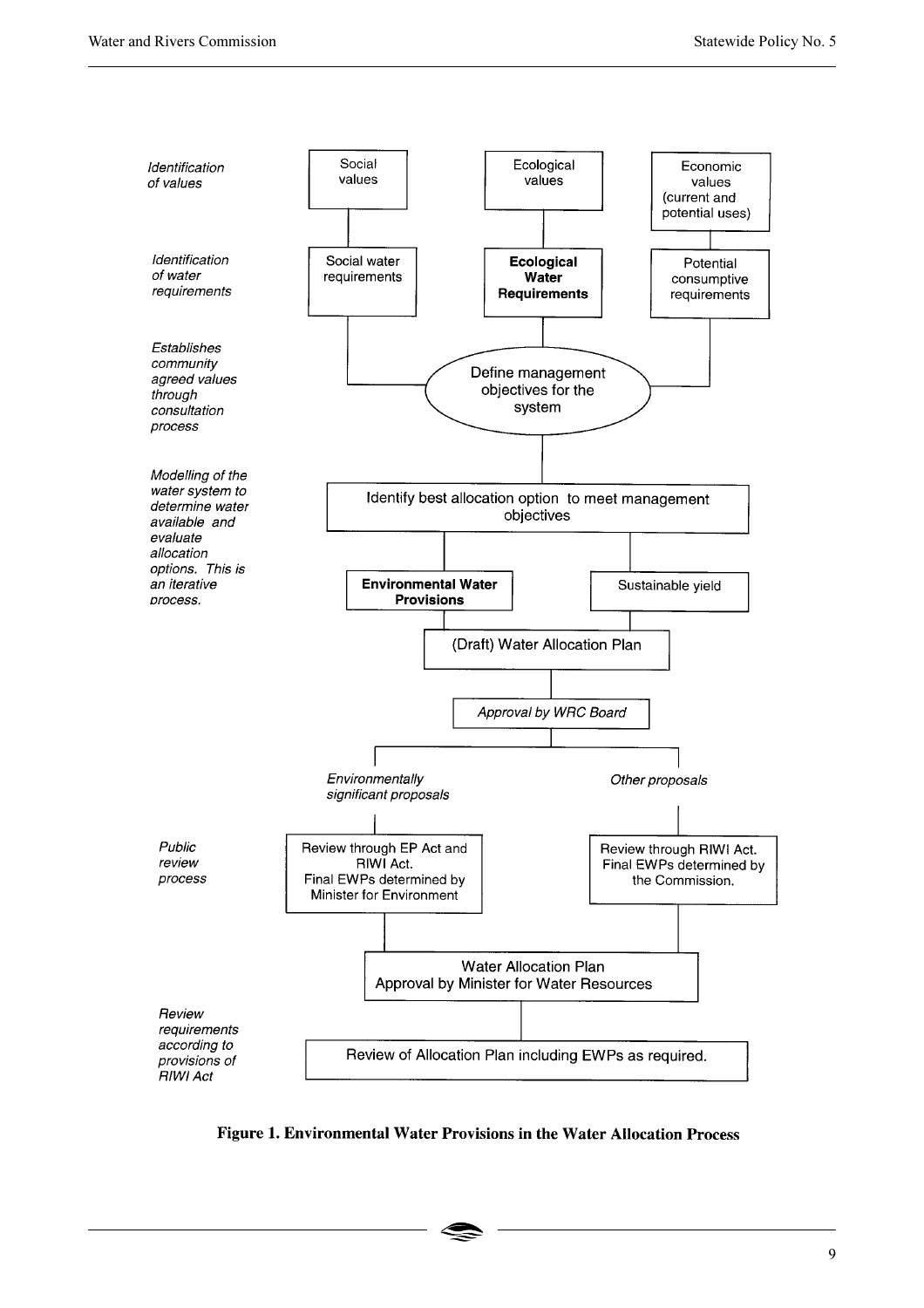*Identification of values*

Social values | Ecological values | Economic values (current and potential uses)

*Identification of water requirements*

Social water requirements | **Ecological Water Requirements** | Potential consumptive requirements

*Establishes community agreed values through consultation process*

Define management objectives for the system

*Modelling of the water system to determine water available and evaluate allocation options. This is an iterative process.*

Identify best allocation option to meet management objectives

**Environmental Water Provisions** | Sustainable yield

(Draft) Water Allocation Plan

*Approval by WRC Board*

*Environmentally significant proposals* | *Other proposals*

*Public review process*

Review through EP Act and RIWI Act. Final EWPs determined by Minister for Environment | Review through RIWI Act. Final EWPs determined by the Commission.

Water Allocation Plan Approval by Minister for Water Resources

*Review requirements according to provisions of RIWI Act*

Review of Allocation Plan including EWPs as required.

**Figure 1. Environmental Water Provisions in the Water Allocation Process**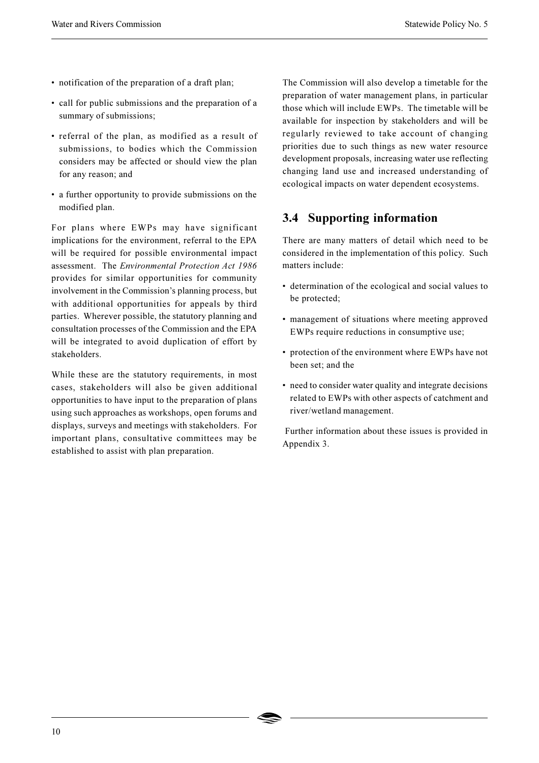- notification of the preparation of a draft plan;
- call for public submissions and the preparation of a summary of submissions;
- referral of the plan, as modified as a result of submissions, to bodies which the Commission considers may be affected or should view the plan for any reason; and
- a further opportunity to provide submissions on the modified plan.

For plans where EWPs may have significant implications for the environment, referral to the EPA will be required for possible environmental impact assessment. The *Environmental Protection Act 1986* provides for similar opportunities for community involvement in the Commission's planning process, but with additional opportunities for appeals by third parties. Wherever possible, the statutory planning and consultation processes of the Commission and the EPA will be integrated to avoid duplication of effort by stakeholders.

While these are the statutory requirements, in most cases, stakeholders will also be given additional opportunities to have input to the preparation of plans using such approaches as workshops, open forums and displays, surveys and meetings with stakeholders. For important plans, consultative committees may be established to assist with plan preparation.

The Commission will also develop a timetable for the preparation of water management plans, in particular those which will include EWPs. The timetable will be available for inspection by stakeholders and will be regularly reviewed to take account of changing priorities due to such things as new water resource development proposals, increasing water use reflecting changing land use and increased understanding of ecological impacts on water dependent ecosystems.

## 3.4 Supporting information

There are many matters of detail which need to be considered in the implementation of this policy. Such matters include:

- determination of the ecological and social values to be protected;
- management of situations where meeting approved EWPs require reductions in consumptive use;
- protection of the environment where EWPs have not been set; and the
- need to consider water quality and integrate decisions related to EWPs with other aspects of catchment and river/wetland management.

Further information about these issues is provided in Appendix 3.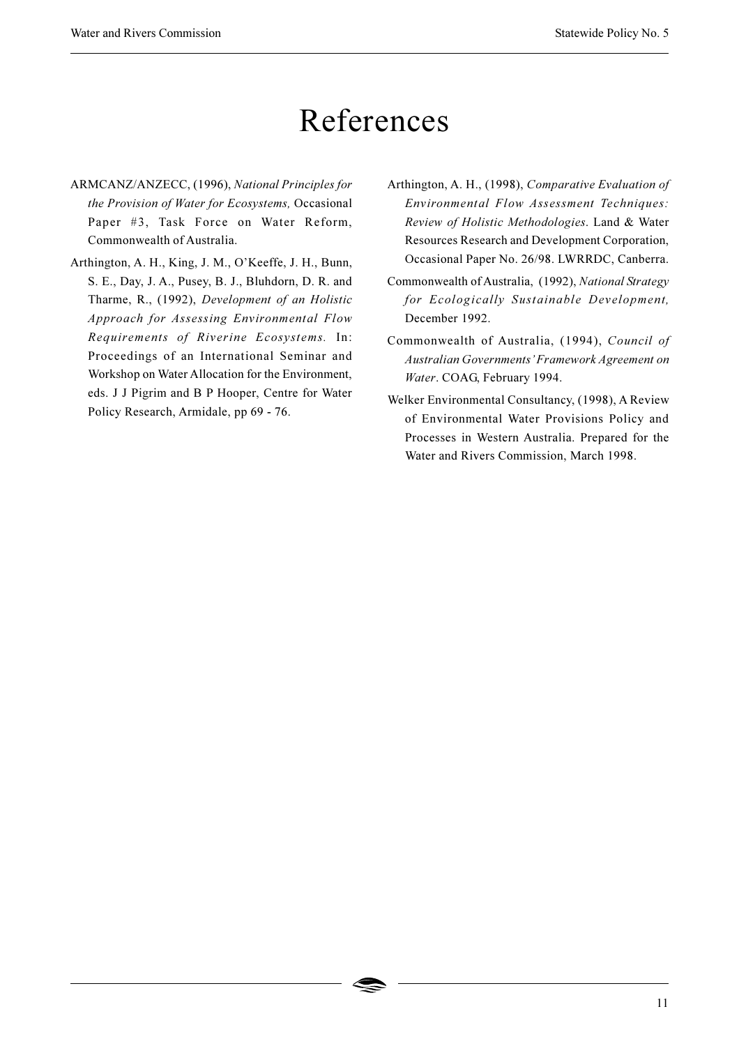# References

ARMCANZ/ANZECC, (1996), *National Principles for the Provision of Water for Ecosystems,* Occasional Paper #3, Task Force on Water Reform, Commonwealth of Australia.

Arthington, A. H., King, J. M., O'Keeffe, J. H., Bunn, S. E., Day, J. A., Pusey, B. J., Bluhdorn, D. R. and Tharme, R., (1992), *Development of an Holistic Approach for Assessing Environmental Flow Requirements of Riverine Ecosystems.* In: Proceedings of an International Seminar and Workshop on Water Allocation for the Environment, eds. J J Pigrim and B P Hooper, Centre for Water Policy Research, Armidale, pp 69 - 76.

Arthington, A. H., (1998), *Comparative Evaluation of Environmental Flow Assessment Techniques: Review of Holistic Methodologies*. Land & Water Resources Research and Development Corporation, Occasional Paper No. 26/98. LWRRDC, Canberra.

Commonwealth of Australia, (1992), *National Strategy for Ecologically Sustainable Development,* December 1992.

Commonwealth of Australia, (1994), *Council of Australian Governments' Framework Agreement on Water*. COAG, February 1994.

Welker Environmental Consultancy, (1998), A Review of Environmental Water Provisions Policy and Processes in Western Australia. Prepared for the Water and Rivers Commission, March 1998.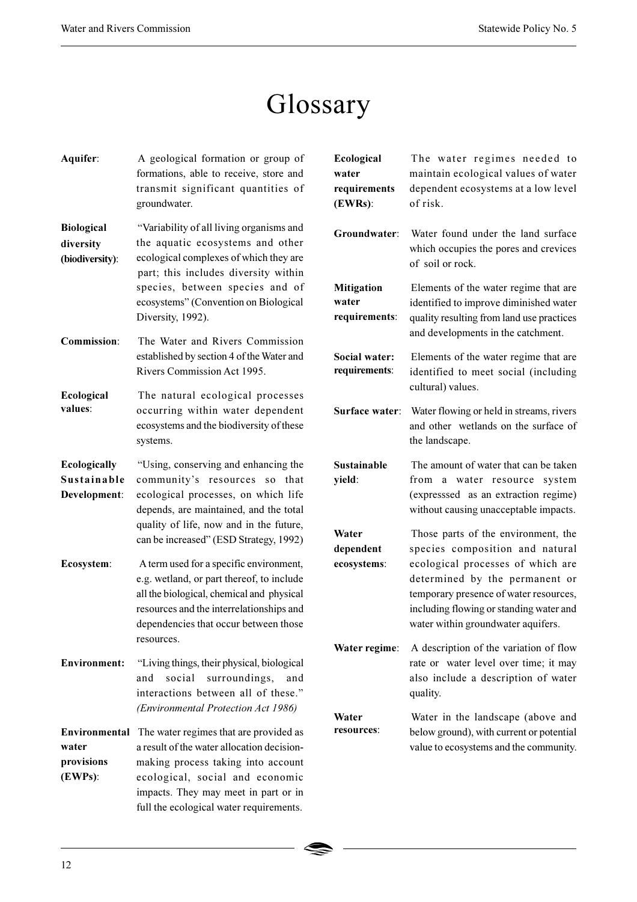# Glossary

**Aquifer**: A geological formation or group of formations, able to receive, store and transmit significant quantities of groundwater.

**Biological diversity (biodiversity)**: "Variability of all living organisms and the aquatic ecosystems and other ecological complexes of which they are part; this includes diversity within species, between species and of ecosystems" (Convention on Biological Diversity, 1992).

**Commission**: The Water and Rivers Commission established by section 4 of the Water and Rivers Commission Act 1995.

**Ecological values**: The natural ecological processes occurring within water dependent ecosystems and the biodiversity of these systems.

**Ecologically Sustainable Development**: "Using, conserving and enhancing the community's resources so that ecological processes, on which life depends, are maintained, and the total quality of life, now and in the future, can be increased" (ESD Strategy, 1992)

**Ecosystem**: A term used for a specific environment, e.g. wetland, or part thereof, to include all the biological, chemical and physical resources and the interrelationships and dependencies that occur between those resources.

**Environment:** "Living things, their physical, biological and social surroundings, and interactions between all of these." *(Environmental Protection Act 1986)*

**Environmental water provisions (EWPs)**: The water regimes that are provided as a result of the water allocation decision-making process taking into account ecological, social and economic impacts. They may meet in part or in full the ecological water requirements.

**Ecological water requirements (EWRs)**: The water regimes needed to maintain ecological values of water dependent ecosystems at a low level of risk.

**Groundwater**: Water found under the land surface which occupies the pores and crevices of soil or rock.

**Mitigation water requirements**: Elements of the water regime that are identified to improve diminished water quality resulting from land use practices and developments in the catchment.

**Social water: requirements**: Elements of the water regime that are identified to meet social (including cultural) values.

**Surface water**: Water flowing or held in streams, rivers and other wetlands on the surface of the landscape.

**Sustainable yield**: The amount of water that can be taken from a water resource system (expresssed as an extraction regime) without causing unacceptable impacts.

**Water dependent ecosystems**: Those parts of the environment, the species composition and natural ecological processes of which are determined by the permanent or temporary presence of water resources, including flowing or standing water and water within groundwater aquifers.

**Water regime**: A description of the variation of flow rate or water level over time; it may also include a description of water quality.

**Water resources**: Water in the landscape (above and below ground), with current or potential value to ecosystems and the community.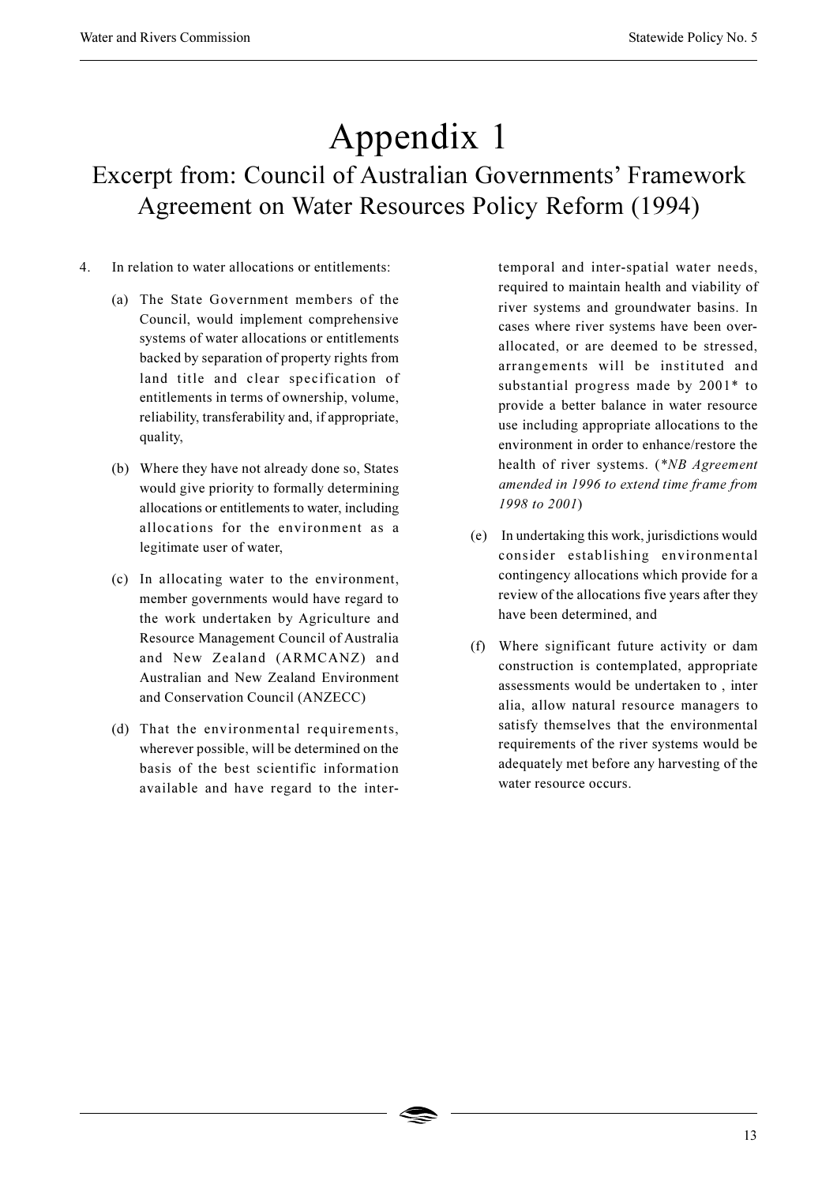# Appendix 1

## Excerpt from: Council of Australian Governments' Framework Agreement on Water Resources Policy Reform (1994)

4. In relation to water allocations or entitlements:

   (a) The State Government members of the Council, would implement comprehensive systems of water allocations or entitlements backed by separation of property rights from land title and clear specification of entitlements in terms of ownership, volume, reliability, transferability and, if appropriate, quality,

   (b) Where they have not already done so, States would give priority to formally determining allocations or entitlements to water, including allocations for the environment as a legitimate user of water,

   (c) In allocating water to the environment, member governments would have regard to the work undertaken by Agriculture and Resource Management Council of Australia and New Zealand (ARMCANZ) and Australian and New Zealand Environment and Conservation Council (ANZECC)

   (d) That the environmental requirements, wherever possible, will be determined on the basis of the best scientific information available and have regard to the inter-temporal and inter-spatial water needs, required to maintain health and viability of river systems and groundwater basins. In cases where river systems have been over-allocated, or are deemed to be stressed, arrangements will be instituted and substantial progress made by 2001* to provide a better balance in water resource use including appropriate allocations to the environment in order to enhance/restore the health of river systems. (*\*NB Agreement amended in 1996 to extend time frame from 1998 to 2001*)

   (e) In undertaking this work, jurisdictions would consider establishing environmental contingency allocations which provide for a review of the allocations five years after they have been determined, and

   (f) Where significant future activity or dam construction is contemplated, appropriate assessments would be undertaken to , inter alia, allow natural resource managers to satisfy themselves that the environmental requirements of the river systems would be adequately met before any harvesting of the water resource occurs.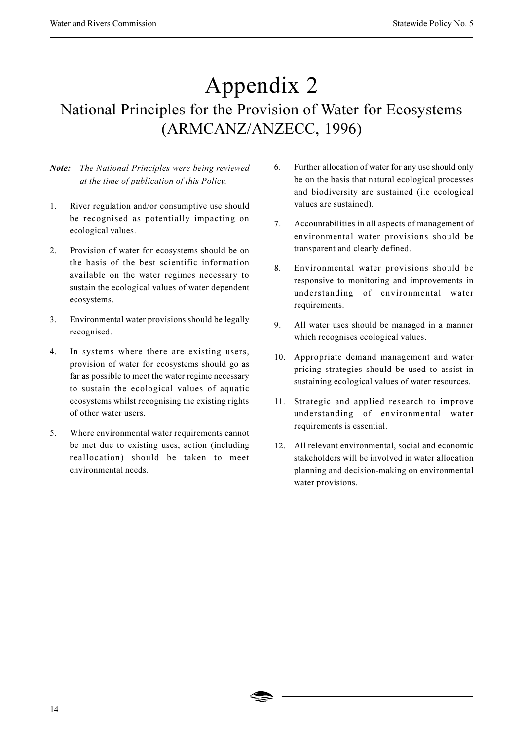# Appendix 2

## National Principles for the Provision of Water for Ecosystems (ARMCANZ/ANZECC, 1996)

***Note:*** *The National Principles were being reviewed at the time of publication of this Policy.*

1. River regulation and/or consumptive use should be recognised as potentially impacting on ecological values.

2. Provision of water for ecosystems should be on the basis of the best scientific information available on the water regimes necessary to sustain the ecological values of water dependent ecosystems.

3. Environmental water provisions should be legally recognised.

4. In systems where there are existing users, provision of water for ecosystems should go as far as possible to meet the water regime necessary to sustain the ecological values of aquatic ecosystems whilst recognising the existing rights of other water users.

5. Where environmental water requirements cannot be met due to existing uses, action (including reallocation) should be taken to meet environmental needs.

6. Further allocation of water for any use should only be on the basis that natural ecological processes and biodiversity are sustained (i.e ecological values are sustained).

7. Accountabilities in all aspects of management of environmental water provisions should be transparent and clearly defined.

8. Environmental water provisions should be responsive to monitoring and improvements in understanding of environmental water requirements.

9. All water uses should be managed in a manner which recognises ecological values.

10. Appropriate demand management and water pricing strategies should be used to assist in sustaining ecological values of water resources.

11. Strategic and applied research to improve understanding of environmental water requirements is essential.

12. All relevant environmental, social and economic stakeholders will be involved in water allocation planning and decision-making on environmental water provisions.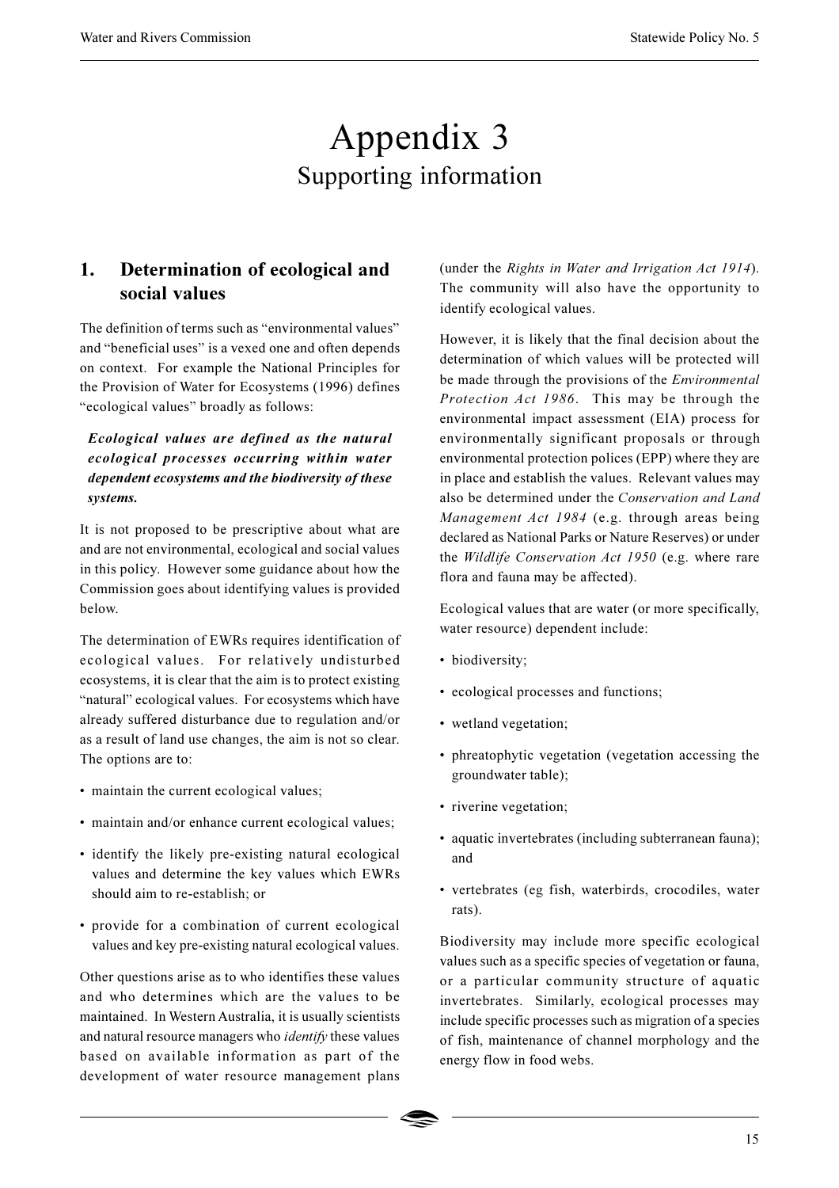# Appendix 3

## Supporting information

### 1. Determination of ecological and social values

The definition of terms such as "environmental values" and "beneficial uses" is a vexed one and often depends on context. For example the National Principles for the Provision of Water for Ecosystems (1996) defines "ecological values" broadly as follows:

> ***Ecological values are defined as the natural ecological processes occurring within water dependent ecosystems and the biodiversity of these systems.***

It is not proposed to be prescriptive about what are and are not environmental, ecological and social values in this policy. However some guidance about how the Commission goes about identifying values is provided below.

The determination of EWRs requires identification of ecological values. For relatively undisturbed ecosystems, it is clear that the aim is to protect existing "natural" ecological values. For ecosystems which have already suffered disturbance due to regulation and/or as a result of land use changes, the aim is not so clear. The options are to:

- maintain the current ecological values;
- maintain and/or enhance current ecological values;
- identify the likely pre-existing natural ecological values and determine the key values which EWRs should aim to re-establish; or
- provide for a combination of current ecological values and key pre-existing natural ecological values.

Other questions arise as to who identifies these values and who determines which are the values to be maintained. In Western Australia, it is usually scientists and natural resource managers who *identify* these values based on available information as part of the development of water resource management plans (under the *Rights in Water and Irrigation Act 1914*). The community will also have the opportunity to identify ecological values.

However, it is likely that the final decision about the determination of which values will be protected will be made through the provisions of the *Environmental Protection Act 1986*. This may be through the environmental impact assessment (EIA) process for environmentally significant proposals or through environmental protection polices (EPP) where they are in place and establish the values. Relevant values may also be determined under the *Conservation and Land Management Act 1984* (e.g. through areas being declared as National Parks or Nature Reserves) or under the *Wildlife Conservation Act 1950* (e.g. where rare flora and fauna may be affected).

Ecological values that are water (or more specifically, water resource) dependent include:

- biodiversity;
- ecological processes and functions;
- wetland vegetation;
- phreatophytic vegetation (vegetation accessing the groundwater table);
- riverine vegetation;
- aquatic invertebrates (including subterranean fauna); and
- vertebrates (eg fish, waterbirds, crocodiles, water rats).

Biodiversity may include more specific ecological values such as a specific species of vegetation or fauna, or a particular community structure of aquatic invertebrates. Similarly, ecological processes may include specific processes such as migration of a species of fish, maintenance of channel morphology and the energy flow in food webs.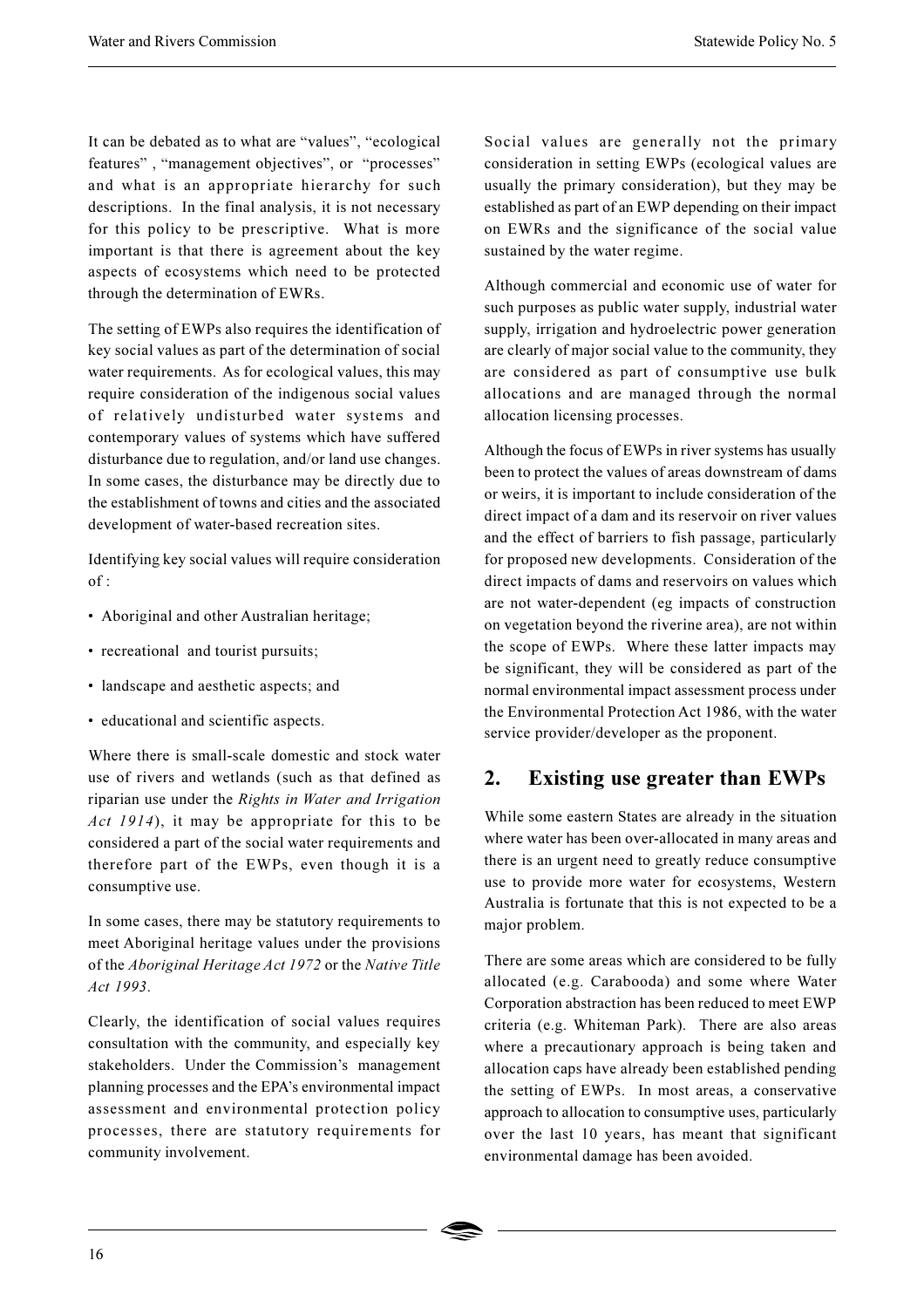It can be debated as to what are "values", "ecological features" , "management objectives", or "processes" and what is an appropriate hierarchy for such descriptions. In the final analysis, it is not necessary for this policy to be prescriptive. What is more important is that there is agreement about the key aspects of ecosystems which need to be protected through the determination of EWRs.

The setting of EWPs also requires the identification of key social values as part of the determination of social water requirements. As for ecological values, this may require consideration of the indigenous social values of relatively undisturbed water systems and contemporary values of systems which have suffered disturbance due to regulation, and/or land use changes. In some cases, the disturbance may be directly due to the establishment of towns and cities and the associated development of water-based recreation sites.

Identifying key social values will require consideration of :

- Aboriginal and other Australian heritage;
- recreational and tourist pursuits;
- landscape and aesthetic aspects; and
- educational and scientific aspects.

Where there is small-scale domestic and stock water use of rivers and wetlands (such as that defined as riparian use under the *Rights in Water and Irrigation Act 1914*), it may be appropriate for this to be considered a part of the social water requirements and therefore part of the EWPs, even though it is a consumptive use.

In some cases, there may be statutory requirements to meet Aboriginal heritage values under the provisions of the *Aboriginal Heritage Act 1972* or the *Native Title Act 1993*.

Clearly, the identification of social values requires consultation with the community, and especially key stakeholders. Under the Commission's management planning processes and the EPA's environmental impact assessment and environmental protection policy processes, there are statutory requirements for community involvement.

Social values are generally not the primary consideration in setting EWPs (ecological values are usually the primary consideration), but they may be established as part of an EWP depending on their impact on EWRs and the significance of the social value sustained by the water regime.

Although commercial and economic use of water for such purposes as public water supply, industrial water supply, irrigation and hydroelectric power generation are clearly of major social value to the community, they are considered as part of consumptive use bulk allocations and are managed through the normal allocation licensing processes.

Although the focus of EWPs in river systems has usually been to protect the values of areas downstream of dams or weirs, it is important to include consideration of the direct impact of a dam and its reservoir on river values and the effect of barriers to fish passage, particularly for proposed new developments. Consideration of the direct impacts of dams and reservoirs on values which are not water-dependent (eg impacts of construction on vegetation beyond the riverine area), are not within the scope of EWPs. Where these latter impacts may be significant, they will be considered as part of the normal environmental impact assessment process under the Environmental Protection Act 1986, with the water service provider/developer as the proponent.

## 2. Existing use greater than EWPs

While some eastern States are already in the situation where water has been over-allocated in many areas and there is an urgent need to greatly reduce consumptive use to provide more water for ecosystems, Western Australia is fortunate that this is not expected to be a major problem.

There are some areas which are considered to be fully allocated (e.g. Carabooda) and some where Water Corporation abstraction has been reduced to meet EWP criteria (e.g. Whiteman Park). There are also areas where a precautionary approach is being taken and allocation caps have already been established pending the setting of EWPs. In most areas, a conservative approach to allocation to consumptive uses, particularly over the last 10 years, has meant that significant environmental damage has been avoided.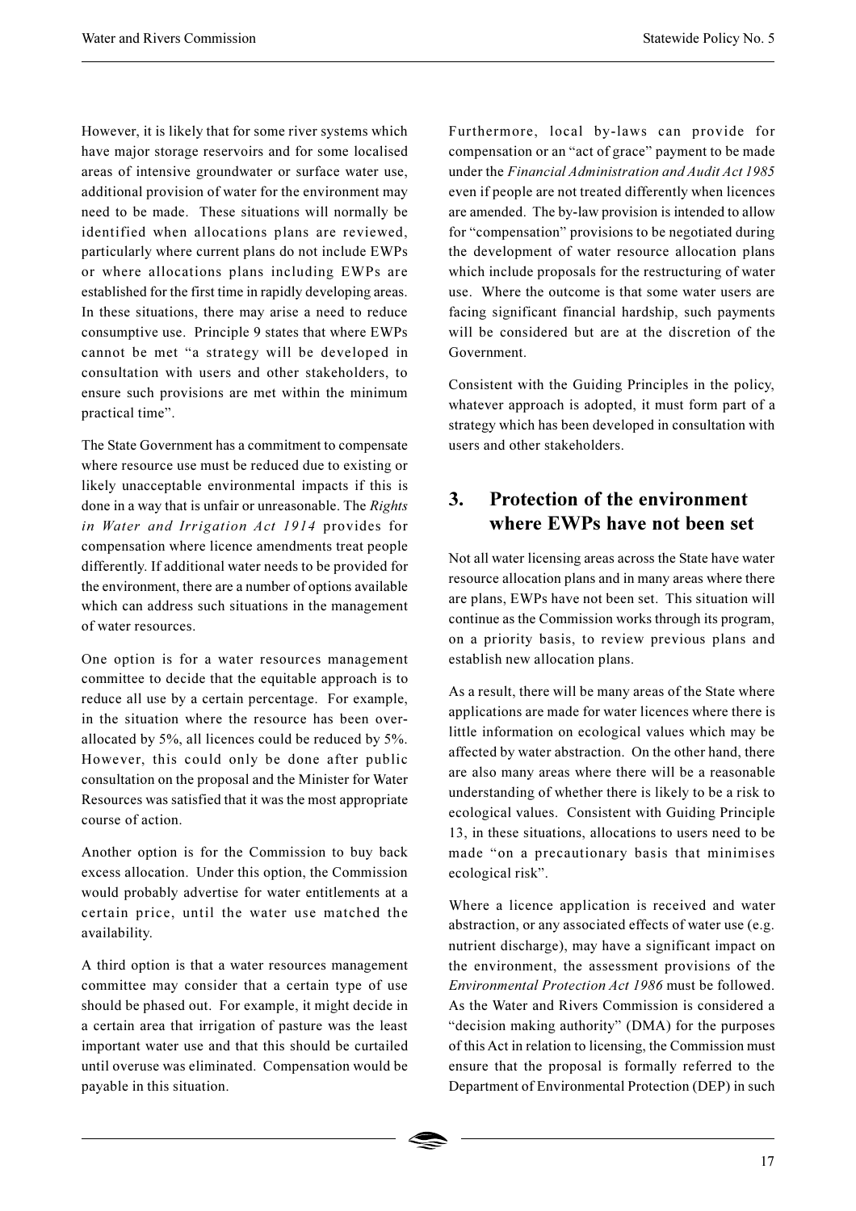However, it is likely that for some river systems which have major storage reservoirs and for some localised areas of intensive groundwater or surface water use, additional provision of water for the environment may need to be made. These situations will normally be identified when allocations plans are reviewed, particularly where current plans do not include EWPs or where allocations plans including EWPs are established for the first time in rapidly developing areas. In these situations, there may arise a need to reduce consumptive use. Principle 9 states that where EWPs cannot be met "a strategy will be developed in consultation with users and other stakeholders, to ensure such provisions are met within the minimum practical time".

The State Government has a commitment to compensate where resource use must be reduced due to existing or likely unacceptable environmental impacts if this is done in a way that is unfair or unreasonable. The *Rights in Water and Irrigation Act 1914* provides for compensation where licence amendments treat people differently. If additional water needs to be provided for the environment, there are a number of options available which can address such situations in the management of water resources.

One option is for a water resources management committee to decide that the equitable approach is to reduce all use by a certain percentage. For example, in the situation where the resource has been over-allocated by 5%, all licences could be reduced by 5%. However, this could only be done after public consultation on the proposal and the Minister for Water Resources was satisfied that it was the most appropriate course of action.

Another option is for the Commission to buy back excess allocation. Under this option, the Commission would probably advertise for water entitlements at a certain price, until the water use matched the availability.

A third option is that a water resources management committee may consider that a certain type of use should be phased out. For example, it might decide in a certain area that irrigation of pasture was the least important water use and that this should be curtailed until overuse was eliminated. Compensation would be payable in this situation.

Furthermore, local by-laws can provide for compensation or an "act of grace" payment to be made under the *Financial Administration and Audit Act 1985* even if people are not treated differently when licences are amended. The by-law provision is intended to allow for "compensation" provisions to be negotiated during the development of water resource allocation plans which include proposals for the restructuring of water use. Where the outcome is that some water users are facing significant financial hardship, such payments will be considered but are at the discretion of the Government.

Consistent with the Guiding Principles in the policy, whatever approach is adopted, it must form part of a strategy which has been developed in consultation with users and other stakeholders.

## 3. Protection of the environment where EWPs have not been set

Not all water licensing areas across the State have water resource allocation plans and in many areas where there are plans, EWPs have not been set. This situation will continue as the Commission works through its program, on a priority basis, to review previous plans and establish new allocation plans.

As a result, there will be many areas of the State where applications are made for water licences where there is little information on ecological values which may be affected by water abstraction. On the other hand, there are also many areas where there will be a reasonable understanding of whether there is likely to be a risk to ecological values. Consistent with Guiding Principle 13, in these situations, allocations to users need to be made "on a precautionary basis that minimises ecological risk".

Where a licence application is received and water abstraction, or any associated effects of water use (e.g. nutrient discharge), may have a significant impact on the environment, the assessment provisions of the *Environmental Protection Act 1986* must be followed. As the Water and Rivers Commission is considered a "decision making authority" (DMA) for the purposes of this Act in relation to licensing, the Commission must ensure that the proposal is formally referred to the Department of Environmental Protection (DEP) in such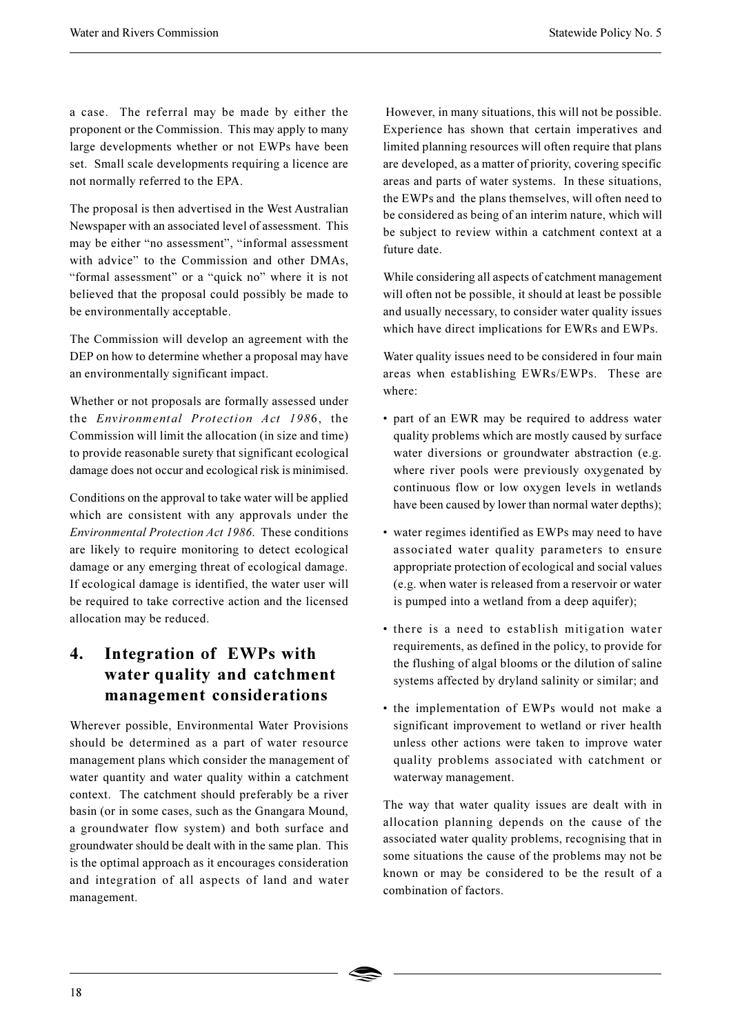a case. The referral may be made by either the proponent or the Commission. This may apply to many large developments whether or not EWPs have been set. Small scale developments requiring a licence are not normally referred to the EPA.

The proposal is then advertised in the West Australian Newspaper with an associated level of assessment. This may be either "no assessment", "informal assessment with advice" to the Commission and other DMAs, "formal assessment" or a "quick no" where it is not believed that the proposal could possibly be made to be environmentally acceptable.

The Commission will develop an agreement with the DEP on how to determine whether a proposal may have an environmentally significant impact.

Whether or not proposals are formally assessed under the *Environmental Protection Act 1986*, the Commission will limit the allocation (in size and time) to provide reasonable surety that significant ecological damage does not occur and ecological risk is minimised.

Conditions on the approval to take water will be applied which are consistent with any approvals under the *Environmental Protection Act 1986*. These conditions are likely to require monitoring to detect ecological damage or any emerging threat of ecological damage. If ecological damage is identified, the water user will be required to take corrective action and the licensed allocation may be reduced.

## 4. Integration of EWPs with water quality and catchment management considerations

Wherever possible, Environmental Water Provisions should be determined as a part of water resource management plans which consider the management of water quantity and water quality within a catchment context. The catchment should preferably be a river basin (or in some cases, such as the Gnangara Mound, a groundwater flow system) and both surface and groundwater should be dealt with in the same plan. This is the optimal approach as it encourages consideration and integration of all aspects of land and water management.

However, in many situations, this will not be possible. Experience has shown that certain imperatives and limited planning resources will often require that plans are developed, as a matter of priority, covering specific areas and parts of water systems. In these situations, the EWPs and the plans themselves, will often need to be considered as being of an interim nature, which will be subject to review within a catchment context at a future date.

While considering all aspects of catchment management will often not be possible, it should at least be possible and usually necessary, to consider water quality issues which have direct implications for EWRs and EWPs.

Water quality issues need to be considered in four main areas when establishing EWRs/EWPs. These are where:

- part of an EWR may be required to address water quality problems which are mostly caused by surface water diversions or groundwater abstraction (e.g. where river pools were previously oxygenated by continuous flow or low oxygen levels in wetlands have been caused by lower than normal water depths);
- water regimes identified as EWPs may need to have associated water quality parameters to ensure appropriate protection of ecological and social values (e.g. when water is released from a reservoir or water is pumped into a wetland from a deep aquifer);
- there is a need to establish mitigation water requirements, as defined in the policy, to provide for the flushing of algal blooms or the dilution of saline systems affected by dryland salinity or similar; and
- the implementation of EWPs would not make a significant improvement to wetland or river health unless other actions were taken to improve water quality problems associated with catchment or waterway management.

The way that water quality issues are dealt with in allocation planning depends on the cause of the associated water quality problems, recognising that in some situations the cause of the problems may not be known or may be considered to be the result of a combination of factors.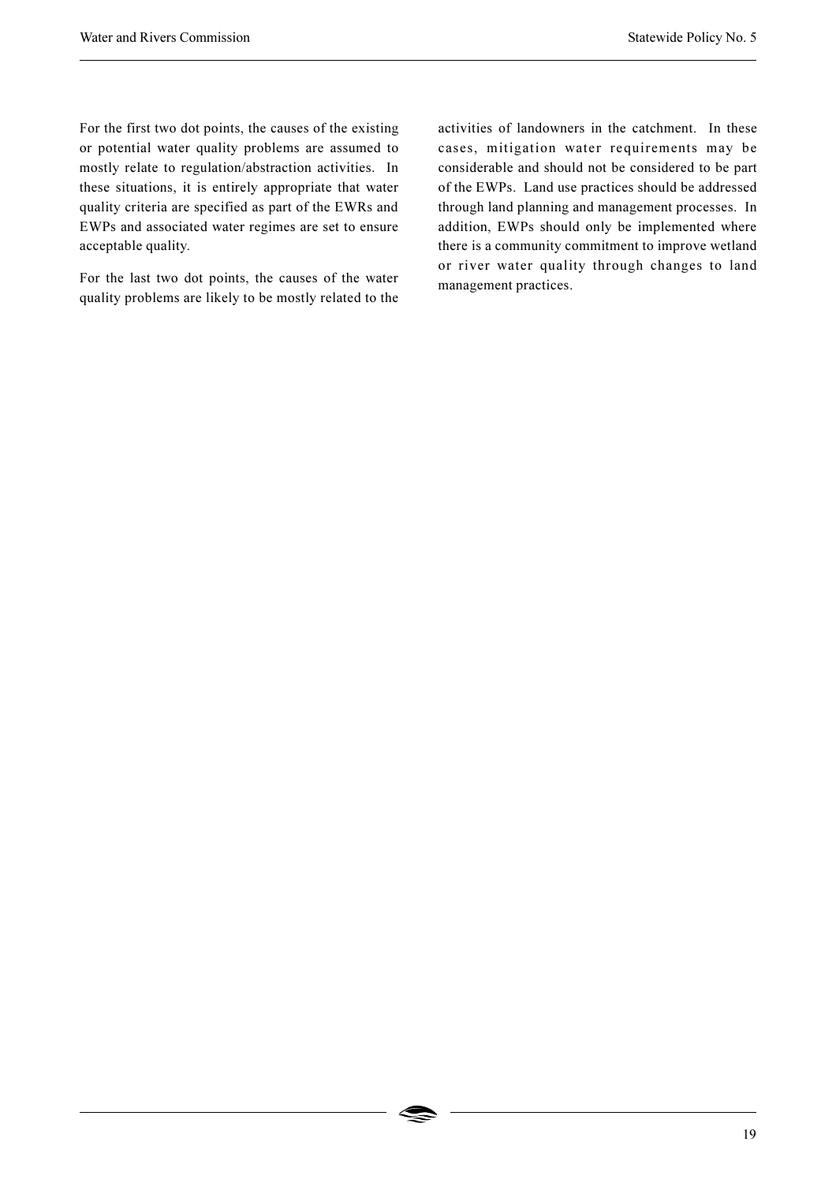For the first two dot points, the causes of the existing or potential water quality problems are assumed to mostly relate to regulation/abstraction activities. In these situations, it is entirely appropriate that water quality criteria are specified as part of the EWRs and EWPs and associated water regimes are set to ensure acceptable quality.

For the last two dot points, the causes of the water quality problems are likely to be mostly related to the activities of landowners in the catchment. In these cases, mitigation water requirements may be considerable and should not be considered to be part of the EWPs. Land use practices should be addressed through land planning and management processes. In addition, EWPs should only be implemented where there is a community commitment to improve wetland or river water quality through changes to land management practices.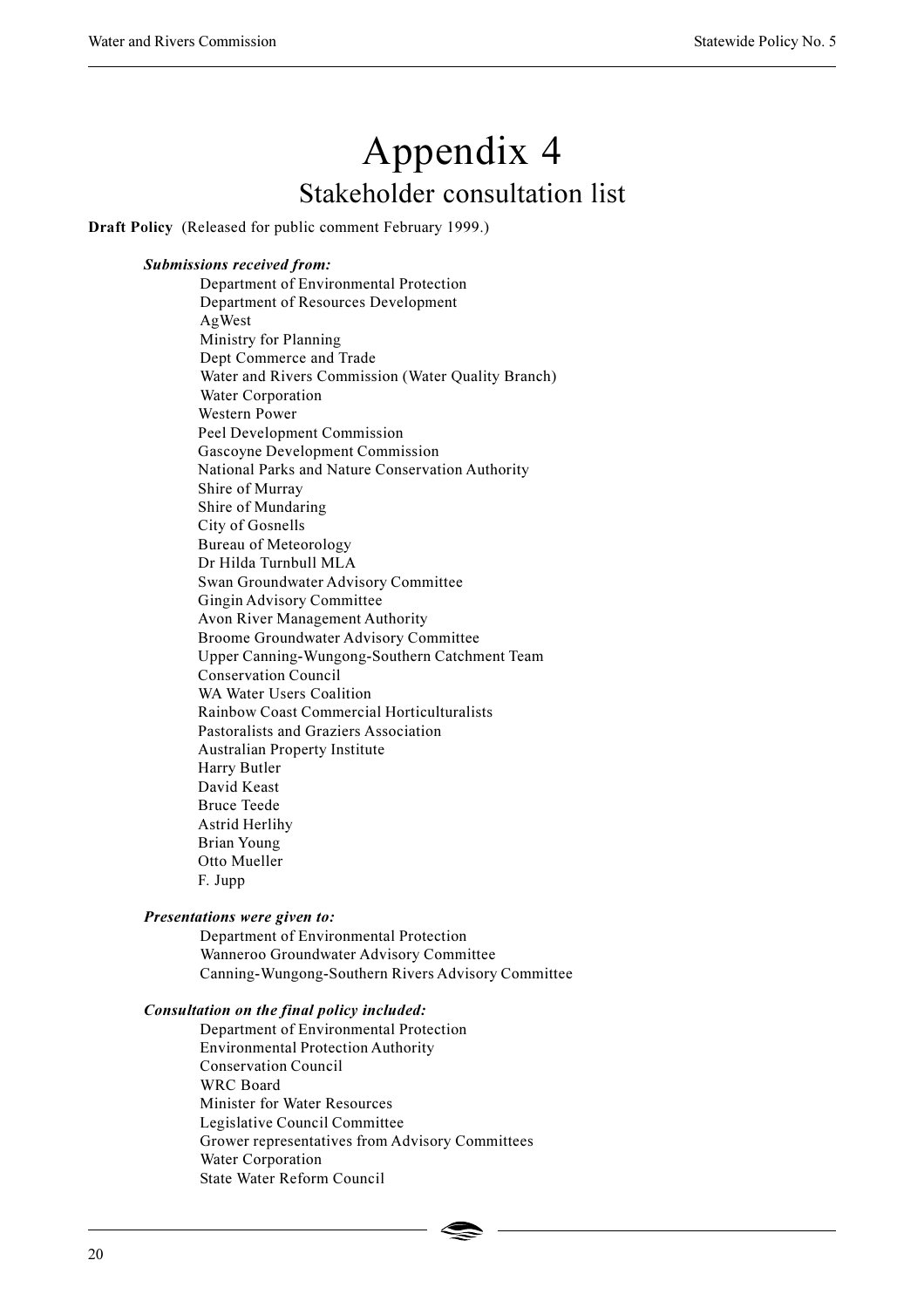# Appendix 4

## Stakeholder consultation list

**Draft Policy** (Released for public comment February 1999.)

***Submissions received from:***

Department of Environmental Protection
Department of Resources Development
AgWest
Ministry for Planning
Dept Commerce and Trade
Water and Rivers Commission (Water Quality Branch)
Water Corporation
Western Power
Peel Development Commission
Gascoyne Development Commission
National Parks and Nature Conservation Authority
Shire of Murray
Shire of Mundaring
City of Gosnells
Bureau of Meteorology
Dr Hilda Turnbull MLA
Swan Groundwater Advisory Committee
Gingin Advisory Committee
Avon River Management Authority
Broome Groundwater Advisory Committee
Upper Canning-Wungong-Southern Catchment Team
Conservation Council
WA Water Users Coalition
Rainbow Coast Commercial Horticulturalists
Pastoralists and Graziers Association
Australian Property Institute
Harry Butler
David Keast
Bruce Teede
Astrid Herlihy
Brian Young
Otto Mueller
F. Jupp

***Presentations were given to:***

Department of Environmental Protection
Wanneroo Groundwater Advisory Committee
Canning-Wungong-Southern Rivers Advisory Committee

***Consultation on the final policy included:***

Department of Environmental Protection
Environmental Protection Authority
Conservation Council
WRC Board
Minister for Water Resources
Legislative Council Committee
Grower representatives from Advisory Committees
Water Corporation
State Water Reform Council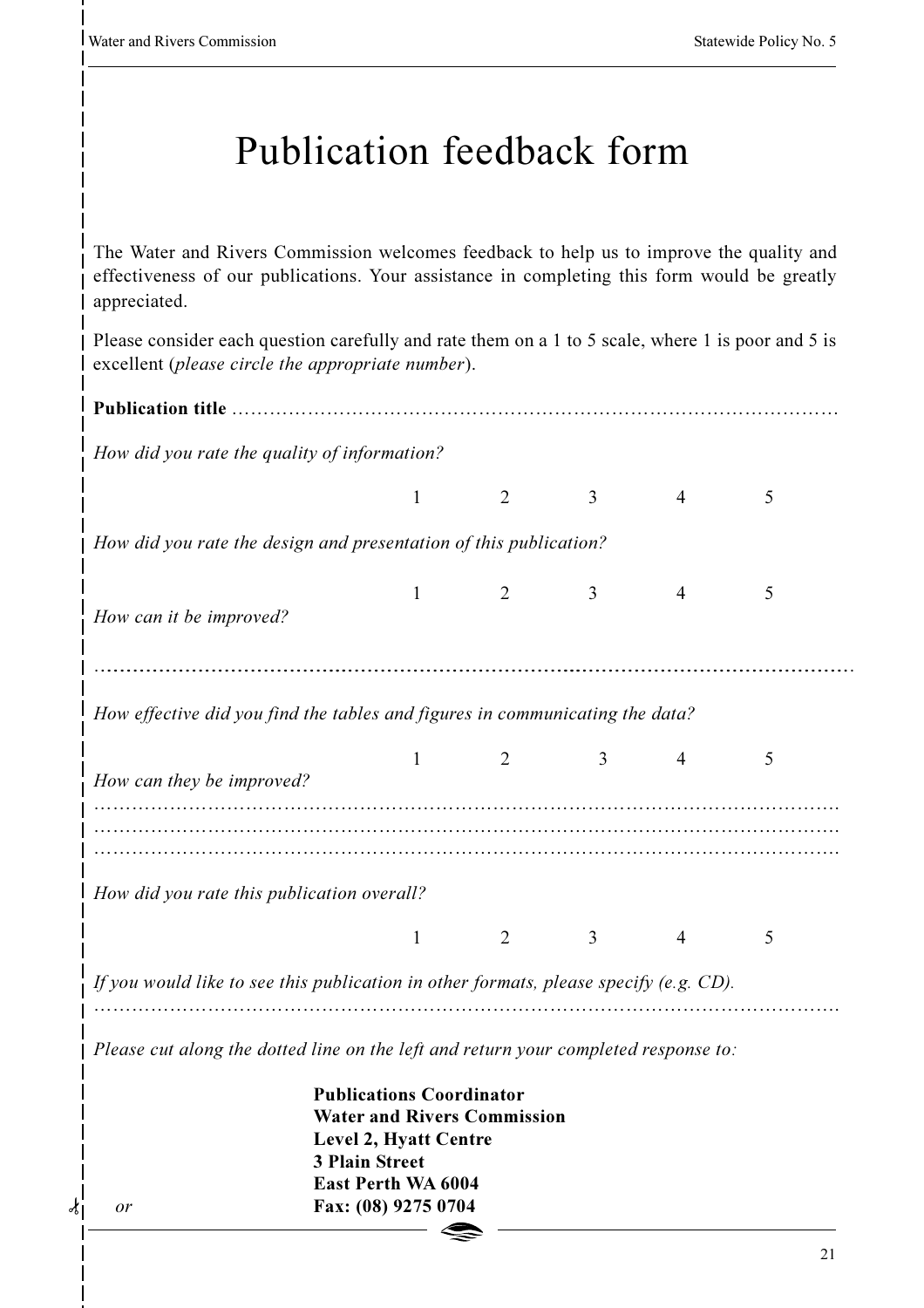# Publication feedback form

The Water and Rivers Commission welcomes feedback to help us to improve the quality and effectiveness of our publications. Your assistance in completing this form would be greatly appreciated.

Please consider each question carefully and rate them on a 1 to 5 scale, where 1 is poor and 5 is excellent (*please circle the appropriate number*).

**Publication title** ……………………………………………………………………………………

*How did you rate the quality of information?*

1 2 3 4 5

*How did you rate the design and presentation of this publication?*

1 2 3 4 5

*How can it be improved?*

……………………………………………………………………………………………………………

*How effective did you find the tables and figures in communicating the data?*

1 2 3 4 5

*How can they be improved?*

……………………………………………………………………………………………………………
……………………………………………………………………………………………………………
……………………………………………………………………………………………………………

*How did you rate this publication overall?*

1 2 3 4 5

*If you would like to see this publication in other formats, please specify (e.g. CD).*

……………………………………………………………………………………………………………

*Please cut along the dotted line on the left and return your completed response to:*

**Publications Coordinator**
**Water and Rivers Commission**
**Level 2, Hyatt Centre**
**3 Plain Street**
**East Perth WA 6004**

*or* **Fax: (08) 9275 0704**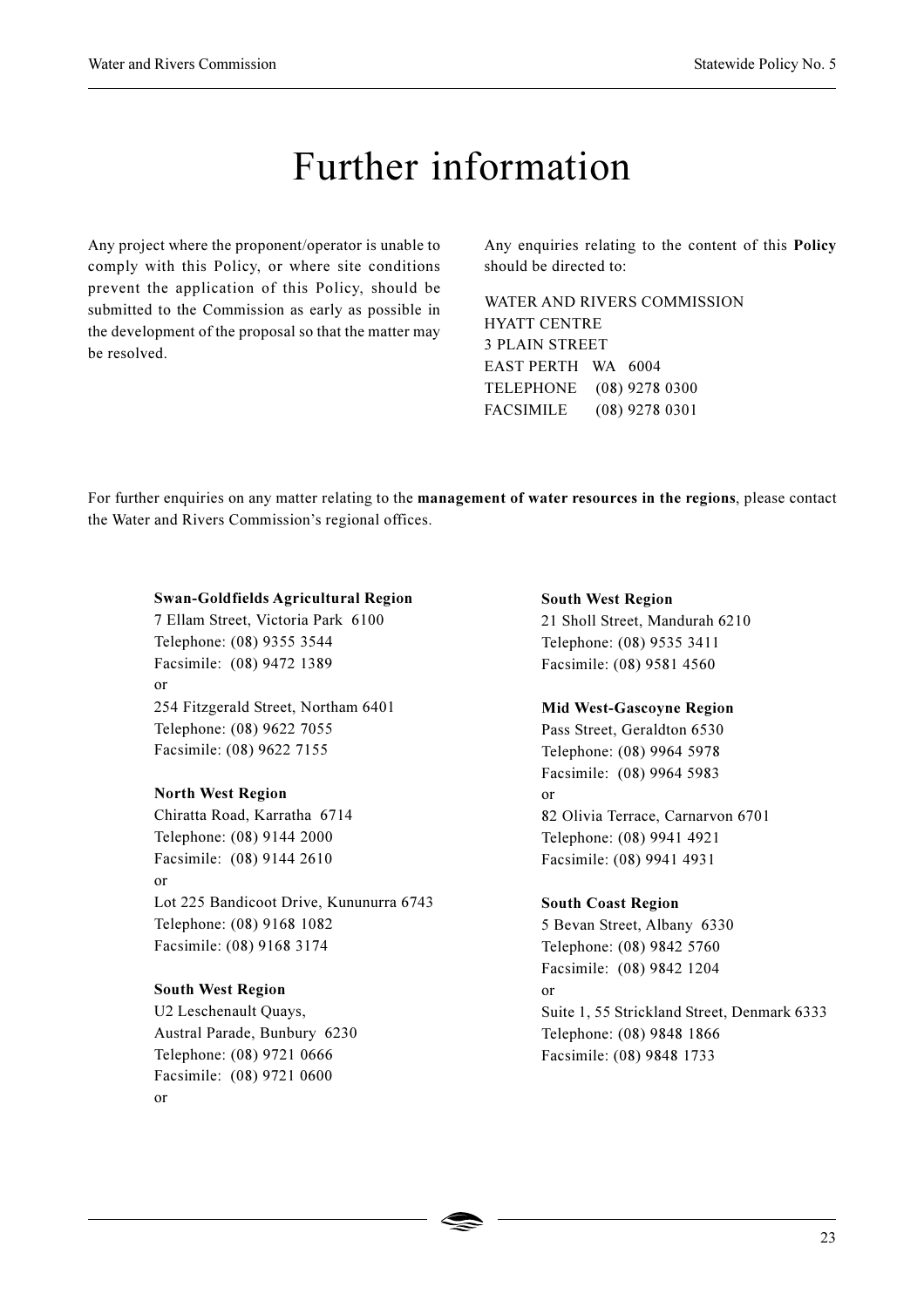# Further information

Any project where the proponent/operator is unable to comply with this Policy, or where site conditions prevent the application of this Policy, should be submitted to the Commission as early as possible in the development of the proposal so that the matter may be resolved.

Any enquiries relating to the content of this **Policy** should be directed to:

WATER AND RIVERS COMMISSION
HYATT CENTRE
3 PLAIN STREET
EAST PERTH WA 6004
TELEPHONE (08) 9278 0300
FACSIMILE (08) 9278 0301

For further enquiries on any matter relating to the **management of water resources in the regions**, please contact the Water and Rivers Commission's regional offices.

**Swan-Goldfields Agricultural Region**
7 Ellam Street, Victoria Park 6100
Telephone: (08) 9355 3544
Facsimile: (08) 9472 1389
or
254 Fitzgerald Street, Northam 6401
Telephone: (08) 9622 7055
Facsimile: (08) 9622 7155

**North West Region**
Chiratta Road, Karratha 6714
Telephone: (08) 9144 2000
Facsimile: (08) 9144 2610
or
Lot 225 Bandicoot Drive, Kununurra 6743
Telephone: (08) 9168 1082
Facsimile: (08) 9168 3174

**South West Region**
U2 Leschenault Quays,
Austral Parade, Bunbury 6230
Telephone: (08) 9721 0666
Facsimile: (08) 9721 0600
or

**South West Region**
21 Sholl Street, Mandurah 6210
Telephone: (08) 9535 3411
Facsimile: (08) 9581 4560

**Mid West-Gascoyne Region**
Pass Street, Geraldton 6530
Telephone: (08) 9964 5978
Facsimile: (08) 9964 5983
or
82 Olivia Terrace, Carnarvon 6701
Telephone: (08) 9941 4921
Facsimile: (08) 9941 4931

**South Coast Region**
5 Bevan Street, Albany 6330
Telephone: (08) 9842 5760
Facsimile: (08) 9842 1204
or
Suite 1, 55 Strickland Street, Denmark 6333
Telephone: (08) 9848 1866
Facsimile: (08) 9848 1733